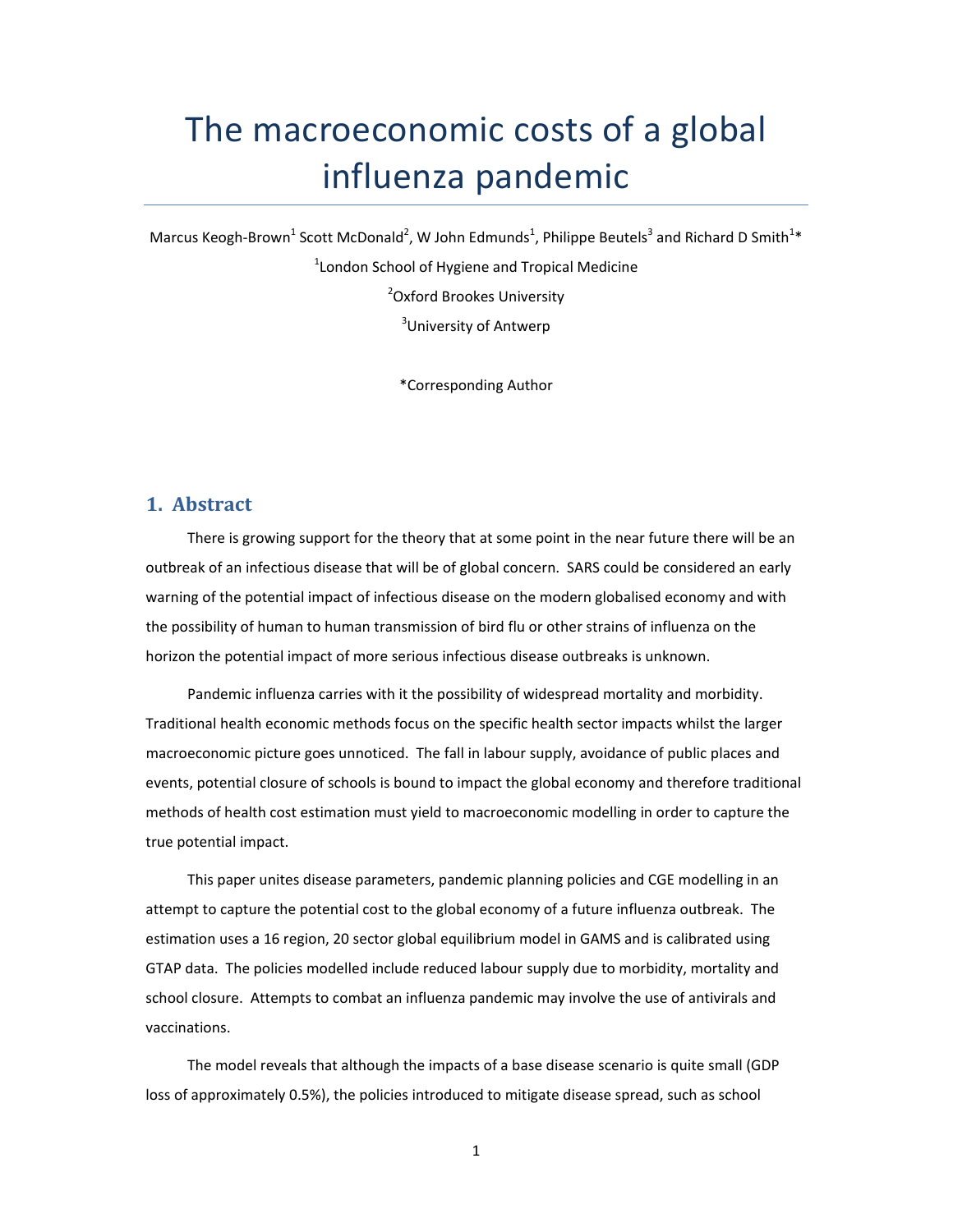# The macroeconomic costs of a global influenza pandemic

Marcus Keogh-Brown[1] Scott McDonald[2], W John Edmunds[1], Philippe Beutels[3] and Richard D Smith[1]*

[1]London School of Hygiene and Tropical Medicine

[2]Oxford Brookes University

[3]University of Antwerp

*Corresponding Author

## 1. Abstract

There is growing support for the theory that at some point in the near future there will be an outbreak of an infectious disease that will be of global concern. SARS could be considered an early warning of the potential impact of infectious disease on the modern globalised economy and with the possibility of human to human transmission of bird flu or other strains of influenza on the horizon the potential impact of more serious infectious disease outbreaks is unknown.

Pandemic influenza carries with it the possibility of widespread mortality and morbidity. Traditional health economic methods focus on the specific health sector impacts whilst the larger macroeconomic picture goes unnoticed. The fall in labour supply, avoidance of public places and events, potential closure of schools is bound to impact the global economy and therefore traditional methods of health cost estimation must yield to macroeconomic modelling in order to capture the true potential impact.

This paper unites disease parameters, pandemic planning policies and CGE modelling in an attempt to capture the potential cost to the global economy of a future influenza outbreak. The estimation uses a 16 region, 20 sector global equilibrium model in GAMS and is calibrated using GTAP data. The policies modelled include reduced labour supply due to morbidity, mortality and school closure. Attempts to combat an influenza pandemic may involve the use of antivirals and vaccinations.

The model reveals that although the impacts of a base disease scenario is quite small (GDP loss of approximately 0.5%), the policies introduced to mitigate disease spread, such as school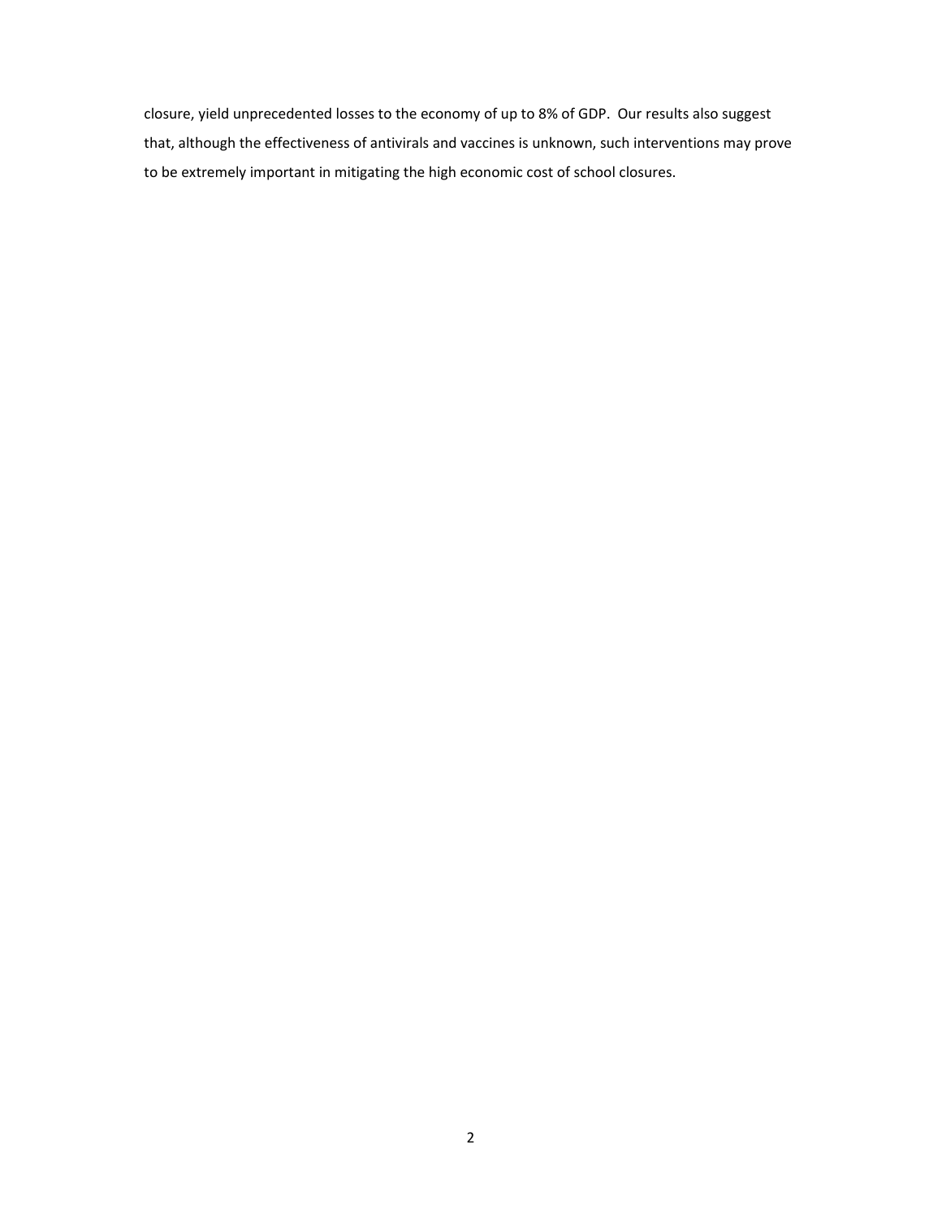closure, yield unprecedented losses to the economy of up to 8% of GDP. Our results also suggest that, although the effectiveness of antivirals and vaccines is unknown, such interventions may prove to be extremely important in mitigating the high economic cost of school closures.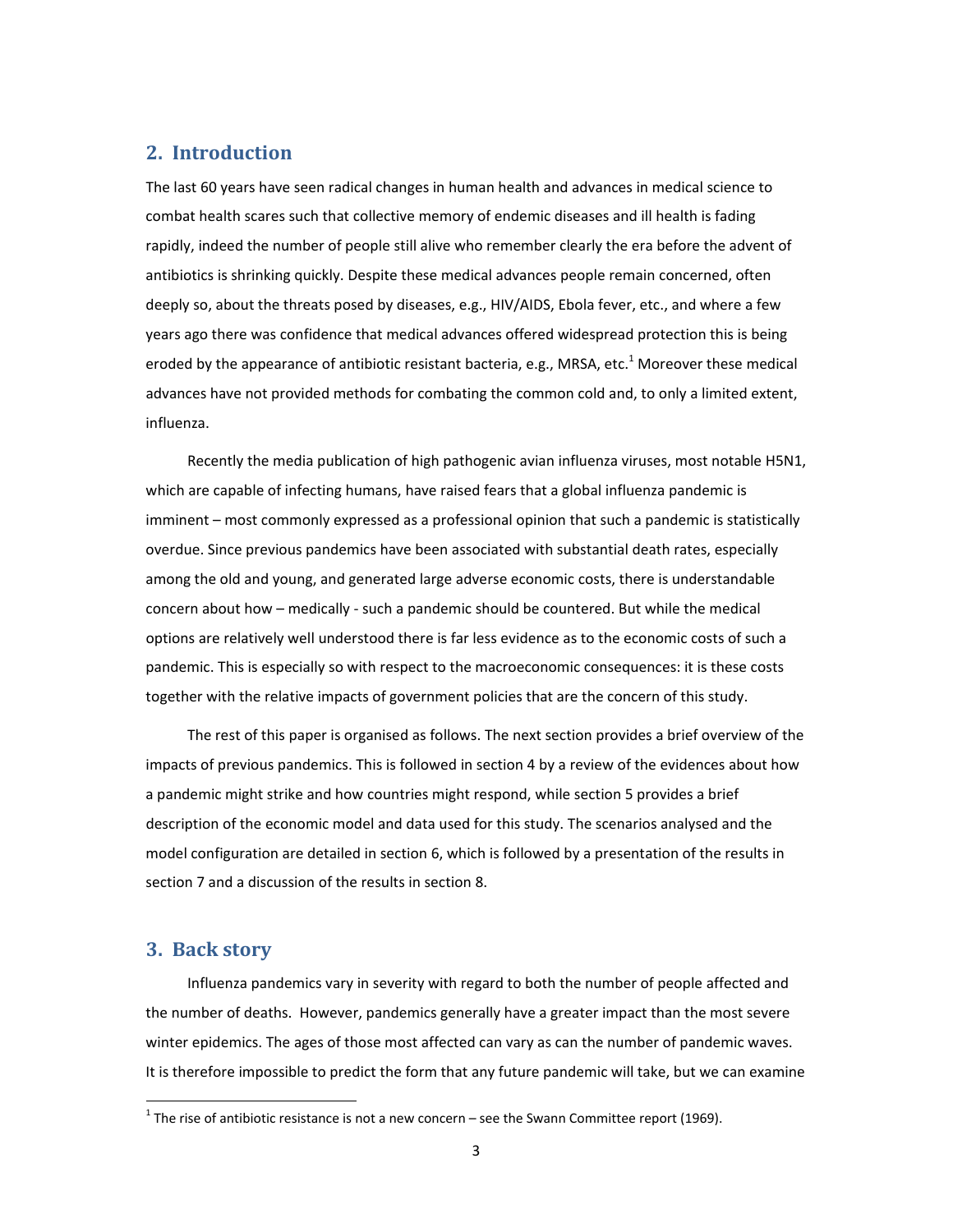## 2. Introduction

The last 60 years have seen radical changes in human health and advances in medical science to combat health scares such that collective memory of endemic diseases and ill health is fading rapidly, indeed the number of people still alive who remember clearly the era before the advent of antibiotics is shrinking quickly. Despite these medical advances people remain concerned, often deeply so, about the threats posed by diseases, e.g., HIV/AIDS, Ebola fever, etc., and where a few years ago there was confidence that medical advances offered widespread protection this is being eroded by the appearance of antibiotic resistant bacteria, e.g., MRSA, etc.[1] Moreover these medical advances have not provided methods for combating the common cold and, to only a limited extent, influenza.

Recently the media publication of high pathogenic avian influenza viruses, most notable H5N1, which are capable of infecting humans, have raised fears that a global influenza pandemic is imminent – most commonly expressed as a professional opinion that such a pandemic is statistically overdue. Since previous pandemics have been associated with substantial death rates, especially among the old and young, and generated large adverse economic costs, there is understandable concern about how – medically - such a pandemic should be countered. But while the medical options are relatively well understood there is far less evidence as to the economic costs of such a pandemic. This is especially so with respect to the macroeconomic consequences: it is these costs together with the relative impacts of government policies that are the concern of this study.

The rest of this paper is organised as follows. The next section provides a brief overview of the impacts of previous pandemics. This is followed in section 4 by a review of the evidences about how a pandemic might strike and how countries might respond, while section 5 provides a brief description of the economic model and data used for this study. The scenarios analysed and the model configuration are detailed in section 6, which is followed by a presentation of the results in section 7 and a discussion of the results in section 8.

## 3. Back story

Influenza pandemics vary in severity with regard to both the number of people affected and the number of deaths. However, pandemics generally have a greater impact than the most severe winter epidemics. The ages of those most affected can vary as can the number of pandemic waves. It is therefore impossible to predict the form that any future pandemic will take, but we can examine

[1] The rise of antibiotic resistance is not a new concern – see the Swann Committee report (1969).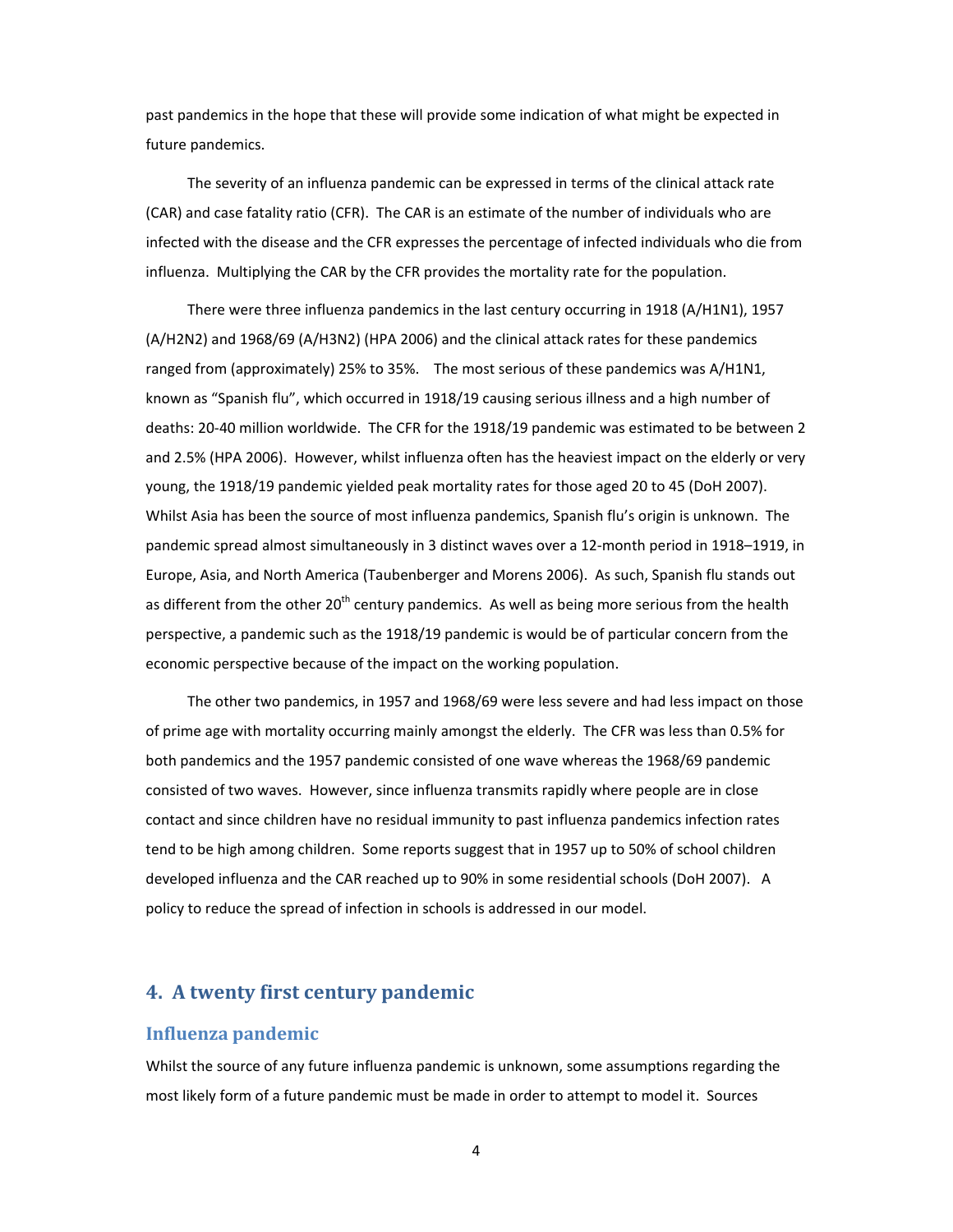past pandemics in the hope that these will provide some indication of what might be expected in future pandemics.

The severity of an influenza pandemic can be expressed in terms of the clinical attack rate (CAR) and case fatality ratio (CFR). The CAR is an estimate of the number of individuals who are infected with the disease and the CFR expresses the percentage of infected individuals who die from influenza. Multiplying the CAR by the CFR provides the mortality rate for the population.

There were three influenza pandemics in the last century occurring in 1918 (A/H1N1), 1957 (A/H2N2) and 1968/69 (A/H3N2) (HPA 2006) and the clinical attack rates for these pandemics ranged from (approximately) 25% to 35%. The most serious of these pandemics was A/H1N1, known as "Spanish flu", which occurred in 1918/19 causing serious illness and a high number of deaths: 20-40 million worldwide. The CFR for the 1918/19 pandemic was estimated to be between 2 and 2.5% (HPA 2006). However, whilst influenza often has the heaviest impact on the elderly or very young, the 1918/19 pandemic yielded peak mortality rates for those aged 20 to 45 (DoH 2007). Whilst Asia has been the source of most influenza pandemics, Spanish flu's origin is unknown. The pandemic spread almost simultaneously in 3 distinct waves over a 12-month period in 1918–1919, in Europe, Asia, and North America (Taubenberger and Morens 2006). As such, Spanish flu stands out as different from the other 20th century pandemics. As well as being more serious from the health perspective, a pandemic such as the 1918/19 pandemic is would be of particular concern from the economic perspective because of the impact on the working population.

The other two pandemics, in 1957 and 1968/69 were less severe and had less impact on those of prime age with mortality occurring mainly amongst the elderly. The CFR was less than 0.5% for both pandemics and the 1957 pandemic consisted of one wave whereas the 1968/69 pandemic consisted of two waves. However, since influenza transmits rapidly where people are in close contact and since children have no residual immunity to past influenza pandemics infection rates tend to be high among children. Some reports suggest that in 1957 up to 50% of school children developed influenza and the CAR reached up to 90% in some residential schools (DoH 2007). A policy to reduce the spread of infection in schools is addressed in our model.

## 4. A twenty first century pandemic

### Influenza pandemic

Whilst the source of any future influenza pandemic is unknown, some assumptions regarding the most likely form of a future pandemic must be made in order to attempt to model it. Sources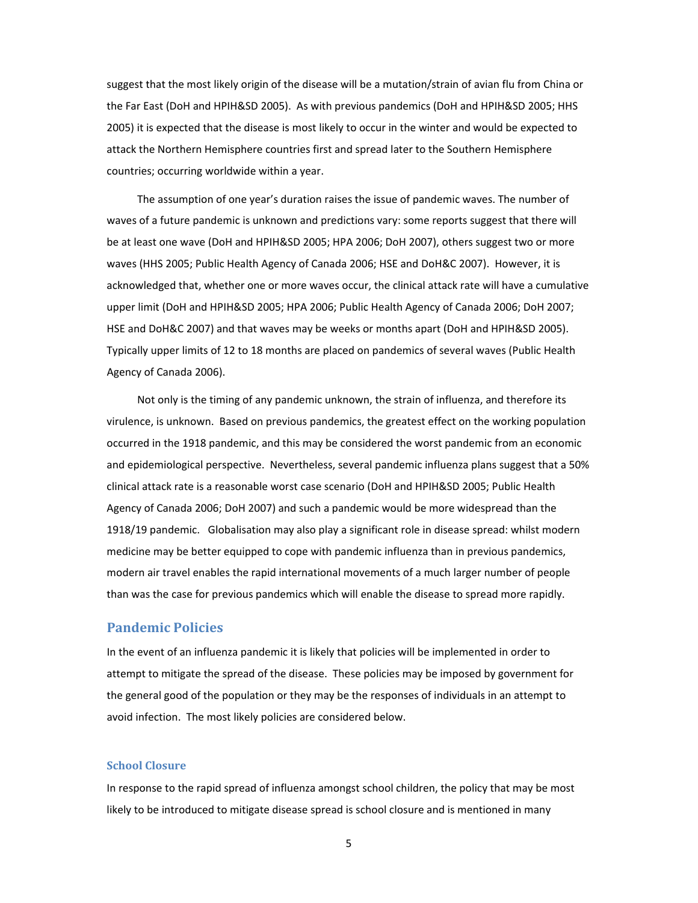suggest that the most likely origin of the disease will be a mutation/strain of avian flu from China or the Far East (DoH and HPIH&SD 2005). As with previous pandemics (DoH and HPIH&SD 2005; HHS 2005) it is expected that the disease is most likely to occur in the winter and would be expected to attack the Northern Hemisphere countries first and spread later to the Southern Hemisphere countries; occurring worldwide within a year.

The assumption of one year's duration raises the issue of pandemic waves. The number of waves of a future pandemic is unknown and predictions vary: some reports suggest that there will be at least one wave (DoH and HPIH&SD 2005; HPA 2006; DoH 2007), others suggest two or more waves (HHS 2005; Public Health Agency of Canada 2006; HSE and DoH&C 2007). However, it is acknowledged that, whether one or more waves occur, the clinical attack rate will have a cumulative upper limit (DoH and HPIH&SD 2005; HPA 2006; Public Health Agency of Canada 2006; DoH 2007; HSE and DoH&C 2007) and that waves may be weeks or months apart (DoH and HPIH&SD 2005). Typically upper limits of 12 to 18 months are placed on pandemics of several waves (Public Health Agency of Canada 2006).

Not only is the timing of any pandemic unknown, the strain of influenza, and therefore its virulence, is unknown. Based on previous pandemics, the greatest effect on the working population occurred in the 1918 pandemic, and this may be considered the worst pandemic from an economic and epidemiological perspective. Nevertheless, several pandemic influenza plans suggest that a 50% clinical attack rate is a reasonable worst case scenario (DoH and HPIH&SD 2005; Public Health Agency of Canada 2006; DoH 2007) and such a pandemic would be more widespread than the 1918/19 pandemic. Globalisation may also play a significant role in disease spread: whilst modern medicine may be better equipped to cope with pandemic influenza than in previous pandemics, modern air travel enables the rapid international movements of a much larger number of people than was the case for previous pandemics which will enable the disease to spread more rapidly.

## Pandemic Policies

In the event of an influenza pandemic it is likely that policies will be implemented in order to attempt to mitigate the spread of the disease. These policies may be imposed by government for the general good of the population or they may be the responses of individuals in an attempt to avoid infection. The most likely policies are considered below.

### School Closure

In response to the rapid spread of influenza amongst school children, the policy that may be most likely to be introduced to mitigate disease spread is school closure and is mentioned in many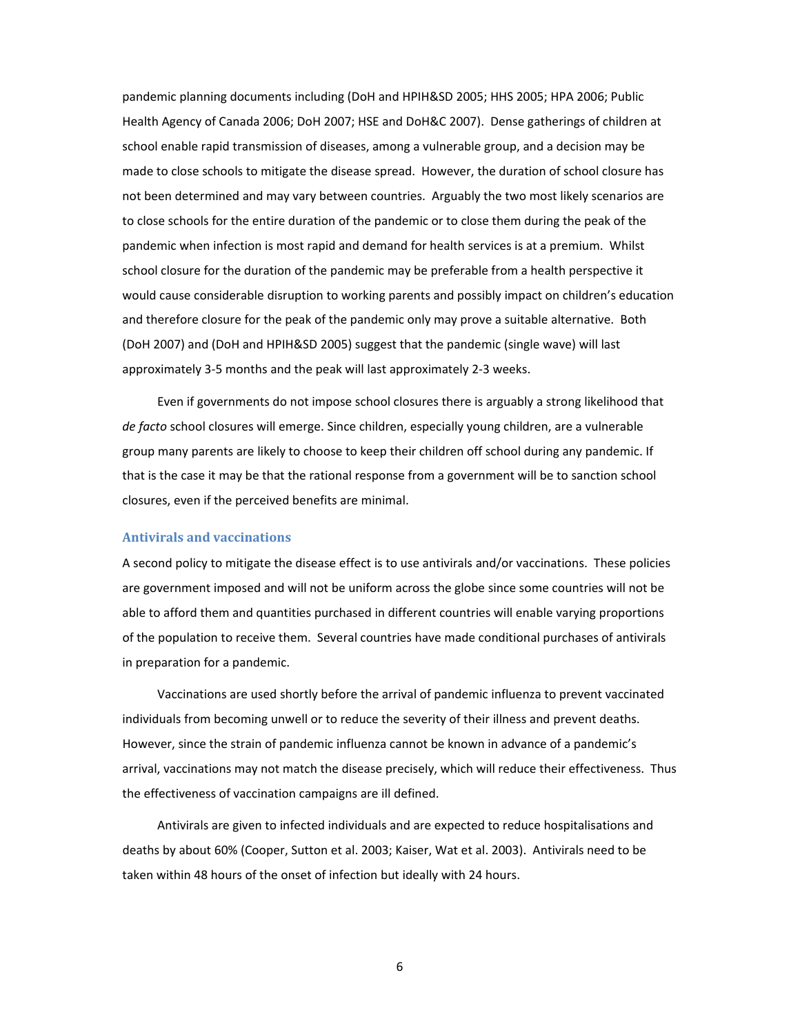pandemic planning documents including (DoH and HPIH&SD 2005; HHS 2005; HPA 2006; Public Health Agency of Canada 2006; DoH 2007; HSE and DoH&C 2007). Dense gatherings of children at school enable rapid transmission of diseases, among a vulnerable group, and a decision may be made to close schools to mitigate the disease spread. However, the duration of school closure has not been determined and may vary between countries. Arguably the two most likely scenarios are to close schools for the entire duration of the pandemic or to close them during the peak of the pandemic when infection is most rapid and demand for health services is at a premium. Whilst school closure for the duration of the pandemic may be preferable from a health perspective it would cause considerable disruption to working parents and possibly impact on children's education and therefore closure for the peak of the pandemic only may prove a suitable alternative. Both (DoH 2007) and (DoH and HPIH&SD 2005) suggest that the pandemic (single wave) will last approximately 3-5 months and the peak will last approximately 2-3 weeks.

Even if governments do not impose school closures there is arguably a strong likelihood that *de facto* school closures will emerge. Since children, especially young children, are a vulnerable group many parents are likely to choose to keep their children off school during any pandemic. If that is the case it may be that the rational response from a government will be to sanction school closures, even if the perceived benefits are minimal.

### Antivirals and vaccinations

A second policy to mitigate the disease effect is to use antivirals and/or vaccinations. These policies are government imposed and will not be uniform across the globe since some countries will not be able to afford them and quantities purchased in different countries will enable varying proportions of the population to receive them. Several countries have made conditional purchases of antivirals in preparation for a pandemic.

Vaccinations are used shortly before the arrival of pandemic influenza to prevent vaccinated individuals from becoming unwell or to reduce the severity of their illness and prevent deaths. However, since the strain of pandemic influenza cannot be known in advance of a pandemic's arrival, vaccinations may not match the disease precisely, which will reduce their effectiveness. Thus the effectiveness of vaccination campaigns are ill defined.

Antivirals are given to infected individuals and are expected to reduce hospitalisations and deaths by about 60% (Cooper, Sutton et al. 2003; Kaiser, Wat et al. 2003). Antivirals need to be taken within 48 hours of the onset of infection but ideally with 24 hours.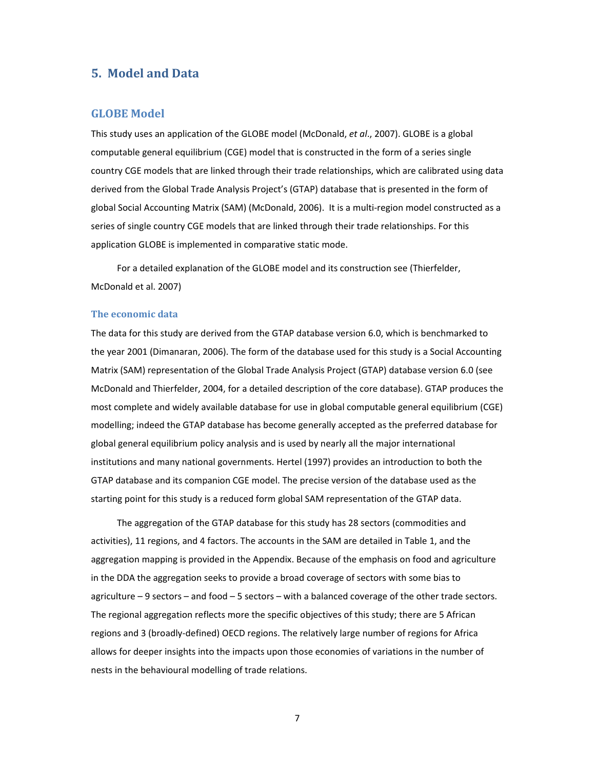# 5. Model and Data

## GLOBE Model

This study uses an application of the GLOBE model (McDonald, *et al*., 2007). GLOBE is a global computable general equilibrium (CGE) model that is constructed in the form of a series single country CGE models that are linked through their trade relationships, which are calibrated using data derived from the Global Trade Analysis Project's (GTAP) database that is presented in the form of global Social Accounting Matrix (SAM) (McDonald, 2006). It is a multi-region model constructed as a series of single country CGE models that are linked through their trade relationships. For this application GLOBE is implemented in comparative static mode.

For a detailed explanation of the GLOBE model and its construction see (Thierfelder, McDonald et al. 2007)

### The economic data

The data for this study are derived from the GTAP database version 6.0, which is benchmarked to the year 2001 (Dimanaran, 2006). The form of the database used for this study is a Social Accounting Matrix (SAM) representation of the Global Trade Analysis Project (GTAP) database version 6.0 (see McDonald and Thierfelder, 2004, for a detailed description of the core database). GTAP produces the most complete and widely available database for use in global computable general equilibrium (CGE) modelling; indeed the GTAP database has become generally accepted as the preferred database for global general equilibrium policy analysis and is used by nearly all the major international institutions and many national governments. Hertel (1997) provides an introduction to both the GTAP database and its companion CGE model. The precise version of the database used as the starting point for this study is a reduced form global SAM representation of the GTAP data.

The aggregation of the GTAP database for this study has 28 sectors (commodities and activities), 11 regions, and 4 factors. The accounts in the SAM are detailed in Table 1, and the aggregation mapping is provided in the Appendix. Because of the emphasis on food and agriculture in the DDA the aggregation seeks to provide a broad coverage of sectors with some bias to agriculture – 9 sectors – and food – 5 sectors – with a balanced coverage of the other trade sectors. The regional aggregation reflects more the specific objectives of this study; there are 5 African regions and 3 (broadly-defined) OECD regions. The relatively large number of regions for Africa allows for deeper insights into the impacts upon those economies of variations in the number of nests in the behavioural modelling of trade relations.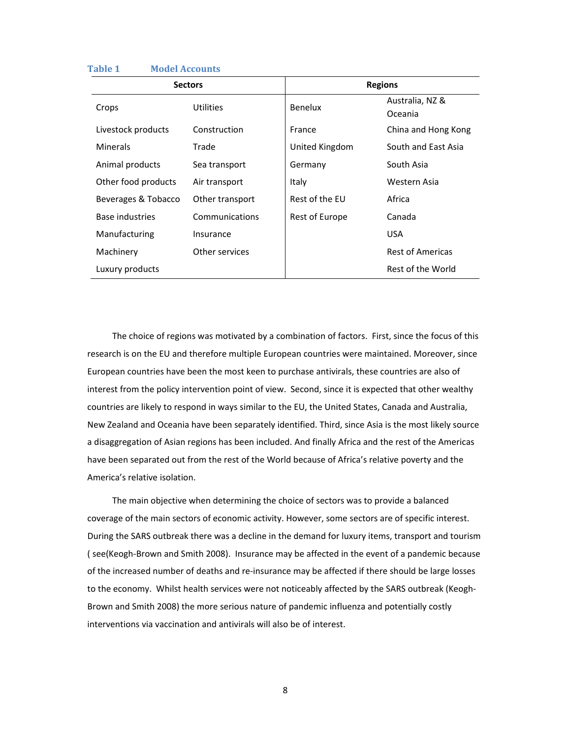**Table 1 Model Accounts**

| Sectors | | Regions | |
|---|---|---|---|
| Crops | Utilities | Benelux | Australia, NZ & Oceania |
| Livestock products | Construction | France | China and Hong Kong |
| Minerals | Trade | United Kingdom | South and East Asia |
| Animal products | Sea transport | Germany | South Asia |
| Other food products | Air transport | Italy | Western Asia |
| Beverages & Tobacco | Other transport | Rest of the EU | Africa |
| Base industries | Communications | Rest of Europe | Canada |
| Manufacturing | Insurance | | USA |
| Machinery | Other services | | Rest of Americas |
| Luxury products | | | Rest of the World |

The choice of regions was motivated by a combination of factors. First, since the focus of this research is on the EU and therefore multiple European countries were maintained. Moreover, since European countries have been the most keen to purchase antivirals, these countries are also of interest from the policy intervention point of view. Second, since it is expected that other wealthy countries are likely to respond in ways similar to the EU, the United States, Canada and Australia, New Zealand and Oceania have been separately identified. Third, since Asia is the most likely source a disaggregation of Asian regions has been included. And finally Africa and the rest of the Americas have been separated out from the rest of the World because of Africa's relative poverty and the America's relative isolation.

The main objective when determining the choice of sectors was to provide a balanced coverage of the main sectors of economic activity. However, some sectors are of specific interest. During the SARS outbreak there was a decline in the demand for luxury items, transport and tourism ( see(Keogh-Brown and Smith 2008). Insurance may be affected in the event of a pandemic because of the increased number of deaths and re-insurance may be affected if there should be large losses to the economy. Whilst health services were not noticeably affected by the SARS outbreak (Keogh-Brown and Smith 2008) the more serious nature of pandemic influenza and potentially costly interventions via vaccination and antivirals will also be of interest.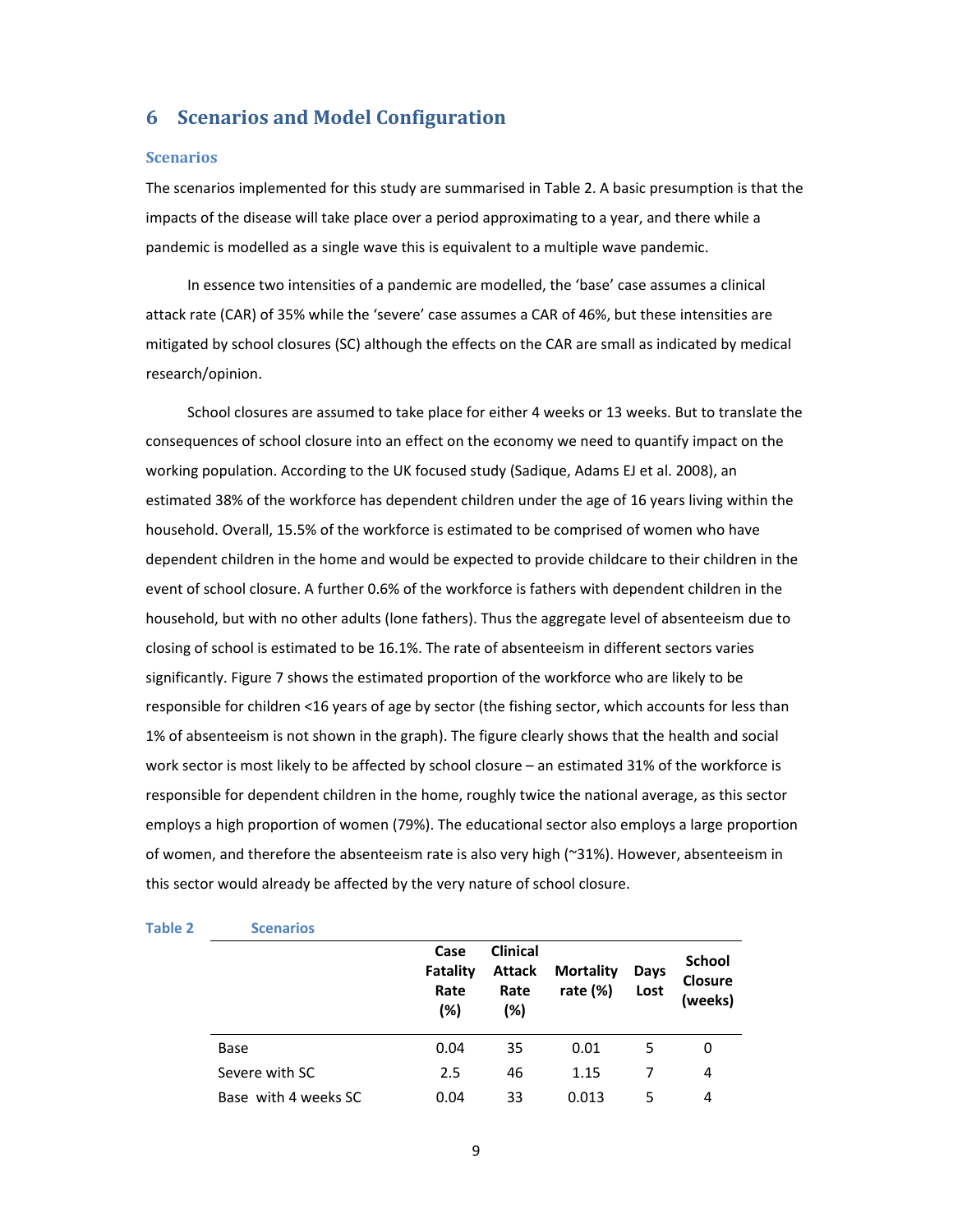## 6 Scenarios and Model Configuration

### Scenarios

The scenarios implemented for this study are summarised in Table 2. A basic presumption is that the impacts of the disease will take place over a period approximating to a year, and there while a pandemic is modelled as a single wave this is equivalent to a multiple wave pandemic.

In essence two intensities of a pandemic are modelled, the 'base' case assumes a clinical attack rate (CAR) of 35% while the 'severe' case assumes a CAR of 46%, but these intensities are mitigated by school closures (SC) although the effects on the CAR are small as indicated by medical research/opinion.

School closures are assumed to take place for either 4 weeks or 13 weeks. But to translate the consequences of school closure into an effect on the economy we need to quantify impact on the working population. According to the UK focused study (Sadique, Adams EJ et al. 2008), an estimated 38% of the workforce has dependent children under the age of 16 years living within the household. Overall, 15.5% of the workforce is estimated to be comprised of women who have dependent children in the home and would be expected to provide childcare to their children in the event of school closure. A further 0.6% of the workforce is fathers with dependent children in the household, but with no other adults (lone fathers). Thus the aggregate level of absenteeism due to closing of school is estimated to be 16.1%. The rate of absenteeism in different sectors varies significantly. Figure 7 shows the estimated proportion of the workforce who are likely to be responsible for children <16 years of age by sector (the fishing sector, which accounts for less than 1% of absenteeism is not shown in the graph). The figure clearly shows that the health and social work sector is most likely to be affected by school closure – an estimated 31% of the workforce is responsible for dependent children in the home, roughly twice the national average, as this sector employs a high proportion of women (79%). The educational sector also employs a large proportion of women, and therefore the absenteeism rate is also very high (~31%). However, absenteeism in this sector would already be affected by the very nature of school closure.

**Table 2 Scenarios**

| | Case Fatality Rate (%) | Clinical Attack Rate (%) | Mortality rate (%) | Days Lost | School Closure (weeks) |
|---|---|---|---|---|---|
| Base | 0.04 | 35 | 0.01 | 5 | 0 |
| Severe with SC | 2.5 | 46 | 1.15 | 7 | 4 |
| Base with 4 weeks SC | 0.04 | 33 | 0.013 | 5 | 4 |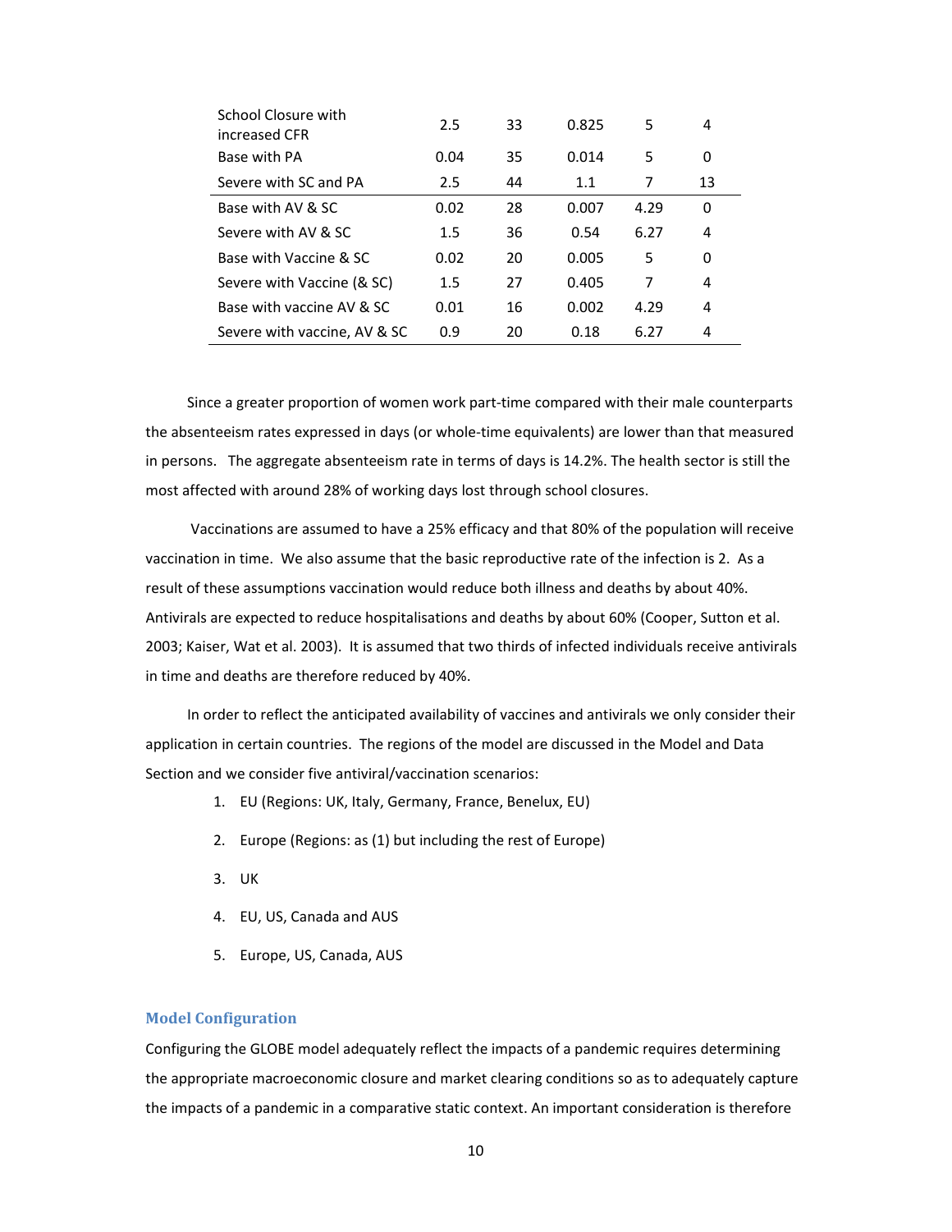| | | | | | |
|---|---|---|---|---|---|
| School Closure with increased CFR | 2.5 | 33 | 0.825 | 5 | 4 |
| Base with PA | 0.04 | 35 | 0.014 | 5 | 0 |
| Severe with SC and PA | 2.5 | 44 | 1.1 | 7 | 13 |
| Base with AV & SC | 0.02 | 28 | 0.007 | 4.29 | 0 |
| Severe with AV & SC | 1.5 | 36 | 0.54 | 6.27 | 4 |
| Base with Vaccine & SC | 0.02 | 20 | 0.005 | 5 | 0 |
| Severe with Vaccine (& SC) | 1.5 | 27 | 0.405 | 7 | 4 |
| Base with vaccine AV & SC | 0.01 | 16 | 0.002 | 4.29 | 4 |
| Severe with vaccine, AV & SC | 0.9 | 20 | 0.18 | 6.27 | 4 |

Since a greater proportion of women work part-time compared with their male counterparts the absenteeism rates expressed in days (or whole-time equivalents) are lower than that measured in persons. The aggregate absenteeism rate in terms of days is 14.2%. The health sector is still the most affected with around 28% of working days lost through school closures.

Vaccinations are assumed to have a 25% efficacy and that 80% of the population will receive vaccination in time. We also assume that the basic reproductive rate of the infection is 2. As a result of these assumptions vaccination would reduce both illness and deaths by about 40%. Antivirals are expected to reduce hospitalisations and deaths by about 60% (Cooper, Sutton et al. 2003; Kaiser, Wat et al. 2003). It is assumed that two thirds of infected individuals receive antivirals in time and deaths are therefore reduced by 40%.

In order to reflect the anticipated availability of vaccines and antivirals we only consider their application in certain countries. The regions of the model are discussed in the Model and Data Section and we consider five antiviral/vaccination scenarios:

1. EU (Regions: UK, Italy, Germany, France, Benelux, EU)
2. Europe (Regions: as (1) but including the rest of Europe)
3. UK
4. EU, US, Canada and AUS
5. Europe, US, Canada, AUS

### Model Configuration

Configuring the GLOBE model adequately reflect the impacts of a pandemic requires determining the appropriate macroeconomic closure and market clearing conditions so as to adequately capture the impacts of a pandemic in a comparative static context. An important consideration is therefore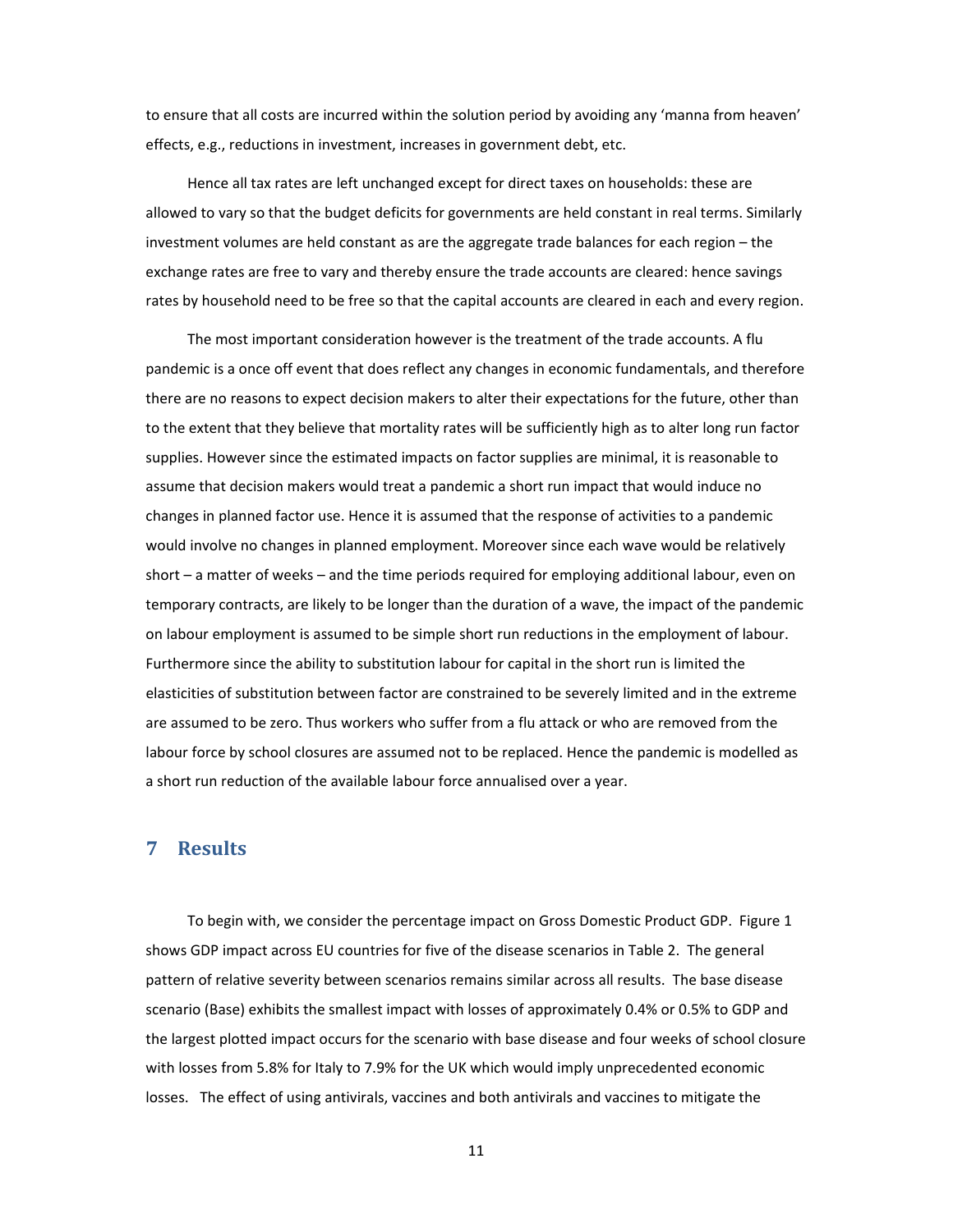to ensure that all costs are incurred within the solution period by avoiding any 'manna from heaven' effects, e.g., reductions in investment, increases in government debt, etc.

Hence all tax rates are left unchanged except for direct taxes on households: these are allowed to vary so that the budget deficits for governments are held constant in real terms. Similarly investment volumes are held constant as are the aggregate trade balances for each region – the exchange rates are free to vary and thereby ensure the trade accounts are cleared: hence savings rates by household need to be free so that the capital accounts are cleared in each and every region.

The most important consideration however is the treatment of the trade accounts. A flu pandemic is a once off event that does reflect any changes in economic fundamentals, and therefore there are no reasons to expect decision makers to alter their expectations for the future, other than to the extent that they believe that mortality rates will be sufficiently high as to alter long run factor supplies. However since the estimated impacts on factor supplies are minimal, it is reasonable to assume that decision makers would treat a pandemic a short run impact that would induce no changes in planned factor use. Hence it is assumed that the response of activities to a pandemic would involve no changes in planned employment. Moreover since each wave would be relatively short – a matter of weeks – and the time periods required for employing additional labour, even on temporary contracts, are likely to be longer than the duration of a wave, the impact of the pandemic on labour employment is assumed to be simple short run reductions in the employment of labour. Furthermore since the ability to substitution labour for capital in the short run is limited the elasticities of substitution between factor are constrained to be severely limited and in the extreme are assumed to be zero. Thus workers who suffer from a flu attack or who are removed from the labour force by school closures are assumed not to be replaced. Hence the pandemic is modelled as a short run reduction of the available labour force annualised over a year.

## 7 Results

To begin with, we consider the percentage impact on Gross Domestic Product GDP. Figure 1 shows GDP impact across EU countries for five of the disease scenarios in Table 2. The general pattern of relative severity between scenarios remains similar across all results. The base disease scenario (Base) exhibits the smallest impact with losses of approximately 0.4% or 0.5% to GDP and the largest plotted impact occurs for the scenario with base disease and four weeks of school closure with losses from 5.8% for Italy to 7.9% for the UK which would imply unprecedented economic losses. The effect of using antivirals, vaccines and both antivirals and vaccines to mitigate the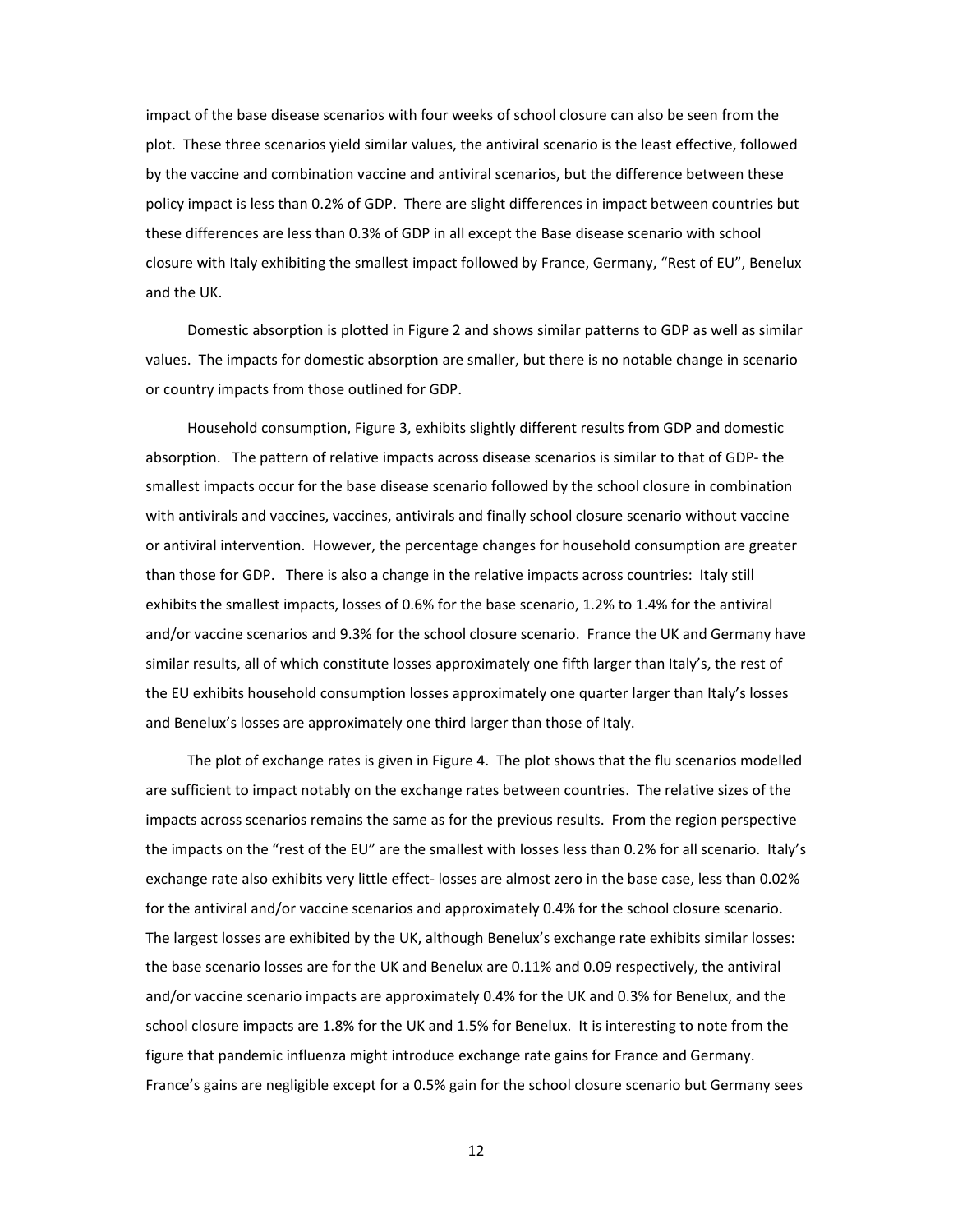impact of the base disease scenarios with four weeks of school closure can also be seen from the plot. These three scenarios yield similar values, the antiviral scenario is the least effective, followed by the vaccine and combination vaccine and antiviral scenarios, but the difference between these policy impact is less than 0.2% of GDP. There are slight differences in impact between countries but these differences are less than 0.3% of GDP in all except the Base disease scenario with school closure with Italy exhibiting the smallest impact followed by France, Germany, "Rest of EU", Benelux and the UK.

Domestic absorption is plotted in Figure 2 and shows similar patterns to GDP as well as similar values. The impacts for domestic absorption are smaller, but there is no notable change in scenario or country impacts from those outlined for GDP.

Household consumption, Figure 3, exhibits slightly different results from GDP and domestic absorption. The pattern of relative impacts across disease scenarios is similar to that of GDP- the smallest impacts occur for the base disease scenario followed by the school closure in combination with antivirals and vaccines, vaccines, antivirals and finally school closure scenario without vaccine or antiviral intervention. However, the percentage changes for household consumption are greater than those for GDP. There is also a change in the relative impacts across countries: Italy still exhibits the smallest impacts, losses of 0.6% for the base scenario, 1.2% to 1.4% for the antiviral and/or vaccine scenarios and 9.3% for the school closure scenario. France the UK and Germany have similar results, all of which constitute losses approximately one fifth larger than Italy's, the rest of the EU exhibits household consumption losses approximately one quarter larger than Italy's losses and Benelux's losses are approximately one third larger than those of Italy.

The plot of exchange rates is given in Figure 4. The plot shows that the flu scenarios modelled are sufficient to impact notably on the exchange rates between countries. The relative sizes of the impacts across scenarios remains the same as for the previous results. From the region perspective the impacts on the "rest of the EU" are the smallest with losses less than 0.2% for all scenario. Italy's exchange rate also exhibits very little effect- losses are almost zero in the base case, less than 0.02% for the antiviral and/or vaccine scenarios and approximately 0.4% for the school closure scenario. The largest losses are exhibited by the UK, although Benelux's exchange rate exhibits similar losses: the base scenario losses are for the UK and Benelux are 0.11% and 0.09 respectively, the antiviral and/or vaccine scenario impacts are approximately 0.4% for the UK and 0.3% for Benelux, and the school closure impacts are 1.8% for the UK and 1.5% for Benelux. It is interesting to note from the figure that pandemic influenza might introduce exchange rate gains for France and Germany. France's gains are negligible except for a 0.5% gain for the school closure scenario but Germany sees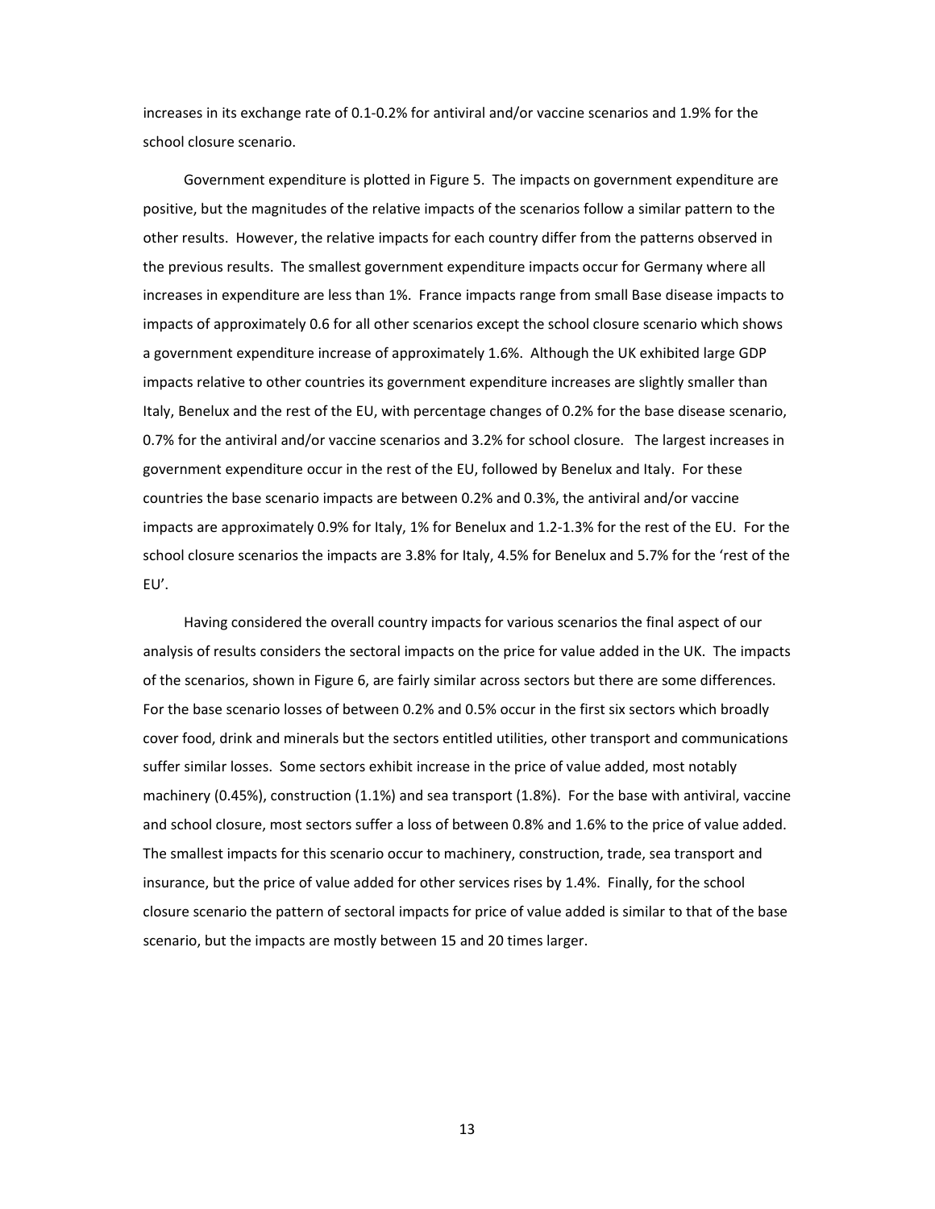increases in its exchange rate of 0.1-0.2% for antiviral and/or vaccine scenarios and 1.9% for the school closure scenario.

Government expenditure is plotted in Figure 5. The impacts on government expenditure are positive, but the magnitudes of the relative impacts of the scenarios follow a similar pattern to the other results. However, the relative impacts for each country differ from the patterns observed in the previous results. The smallest government expenditure impacts occur for Germany where all increases in expenditure are less than 1%. France impacts range from small Base disease impacts to impacts of approximately 0.6 for all other scenarios except the school closure scenario which shows a government expenditure increase of approximately 1.6%. Although the UK exhibited large GDP impacts relative to other countries its government expenditure increases are slightly smaller than Italy, Benelux and the rest of the EU, with percentage changes of 0.2% for the base disease scenario, 0.7% for the antiviral and/or vaccine scenarios and 3.2% for school closure. The largest increases in government expenditure occur in the rest of the EU, followed by Benelux and Italy. For these countries the base scenario impacts are between 0.2% and 0.3%, the antiviral and/or vaccine impacts are approximately 0.9% for Italy, 1% for Benelux and 1.2-1.3% for the rest of the EU. For the school closure scenarios the impacts are 3.8% for Italy, 4.5% for Benelux and 5.7% for the 'rest of the EU'.

Having considered the overall country impacts for various scenarios the final aspect of our analysis of results considers the sectoral impacts on the price for value added in the UK. The impacts of the scenarios, shown in Figure 6, are fairly similar across sectors but there are some differences. For the base scenario losses of between 0.2% and 0.5% occur in the first six sectors which broadly cover food, drink and minerals but the sectors entitled utilities, other transport and communications suffer similar losses. Some sectors exhibit increase in the price of value added, most notably machinery (0.45%), construction (1.1%) and sea transport (1.8%). For the base with antiviral, vaccine and school closure, most sectors suffer a loss of between 0.8% and 1.6% to the price of value added. The smallest impacts for this scenario occur to machinery, construction, trade, sea transport and insurance, but the price of value added for other services rises by 1.4%. Finally, for the school closure scenario the pattern of sectoral impacts for price of value added is similar to that of the base scenario, but the impacts are mostly between 15 and 20 times larger.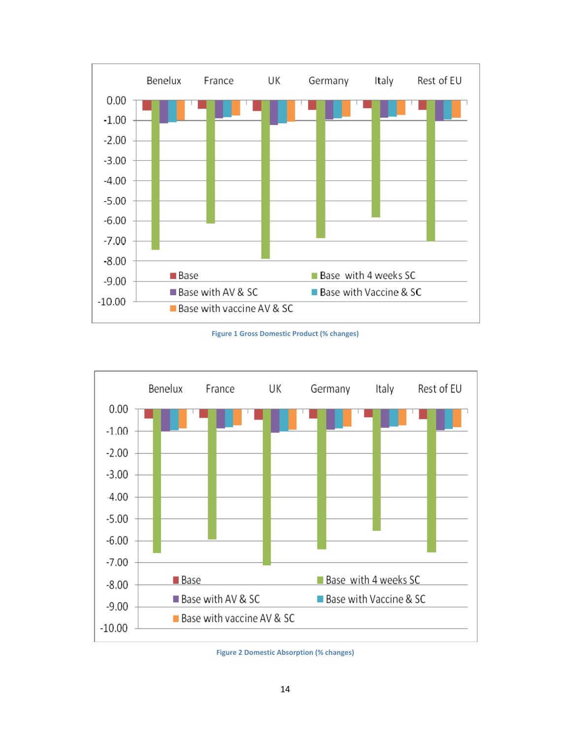Benelux France UK Germany Italy Rest of EU

0.00
-1.00
-2.00
-3.00
-4.00
-5.00
-6.00
-7.00
-8.00
-9.00
-10.00

Base
Base with 4 weeks SC
Base with AV & SC
Base with Vaccine & SC
Base with vaccine AV & SC

Figure 1 Gross Domestic Product (% changes)

Benelux France UK Germany Italy Rest of EU

0.00
-1.00
-2.00
-3.00
-4.00
-5.00
-6.00
-7.00
-8.00
-9.00
-10.00

Base
Base with 4 weeks SC
Base with AV & SC
Base with Vaccine & SC
Base with vaccine AV & SC

Figure 2 Domestic Absorption (% changes)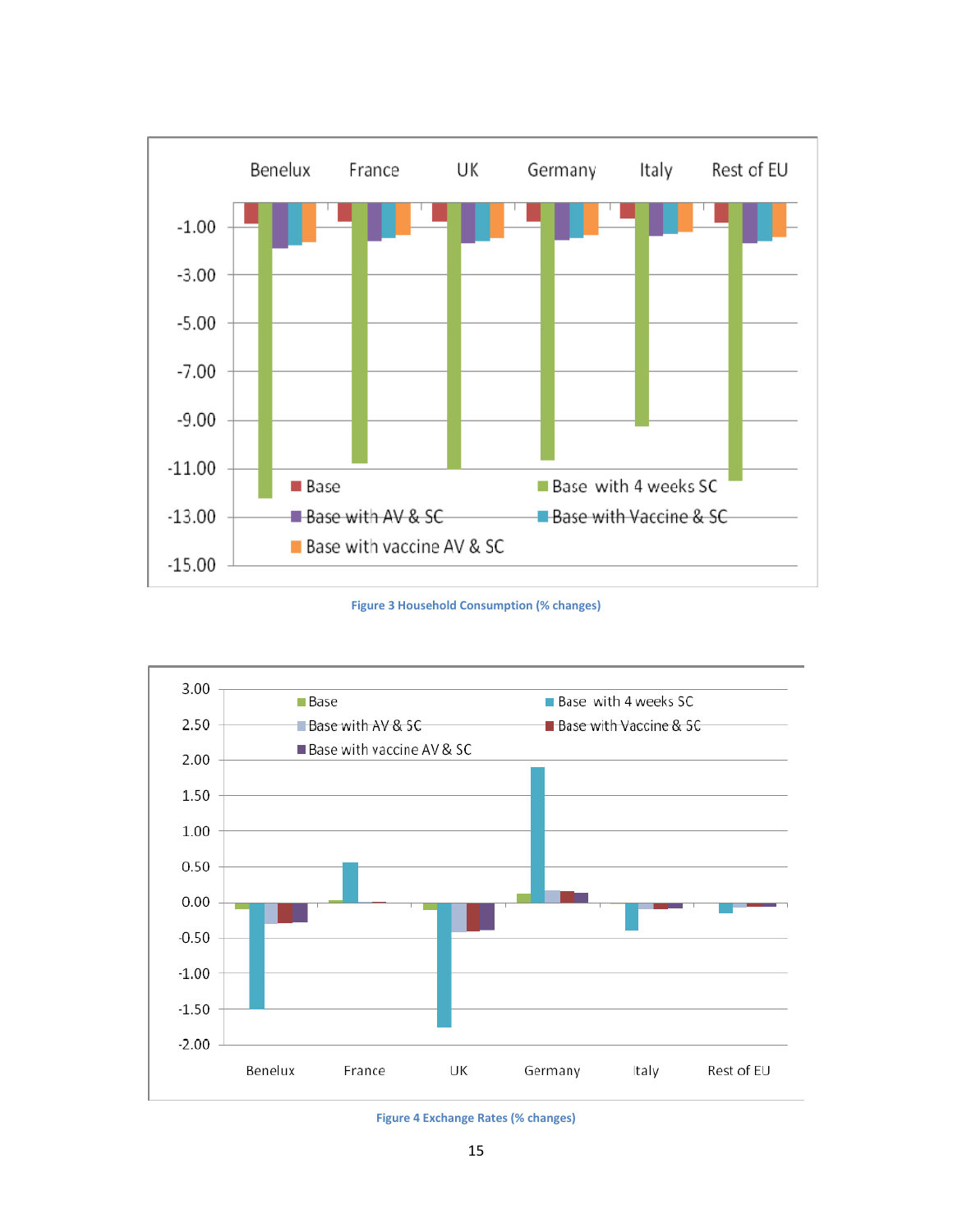Benelux
France
UK
Germany
Italy
Rest of EU

-1.00
-3.00
-5.00
-7.00
-9.00
-11.00
-13.00
-15.00

Base
Base with 4 weeks SC
Base with AV & SC
Base with Vaccine & SC
Base with vaccine AV & SC

Figure 3 Household Consumption (% changes)

3.00
2.50
2.00
1.50
1.00
0.50
0.00
-0.50
-1.00
-1.50
-2.00

Base
Base with 4 weeks SC
Base with AV & SC
Base with Vaccine & SC
Base with vaccine AV & SC

Benelux
France
UK
Germany
Italy
Rest of EU

Figure 4 Exchange Rates (% changes)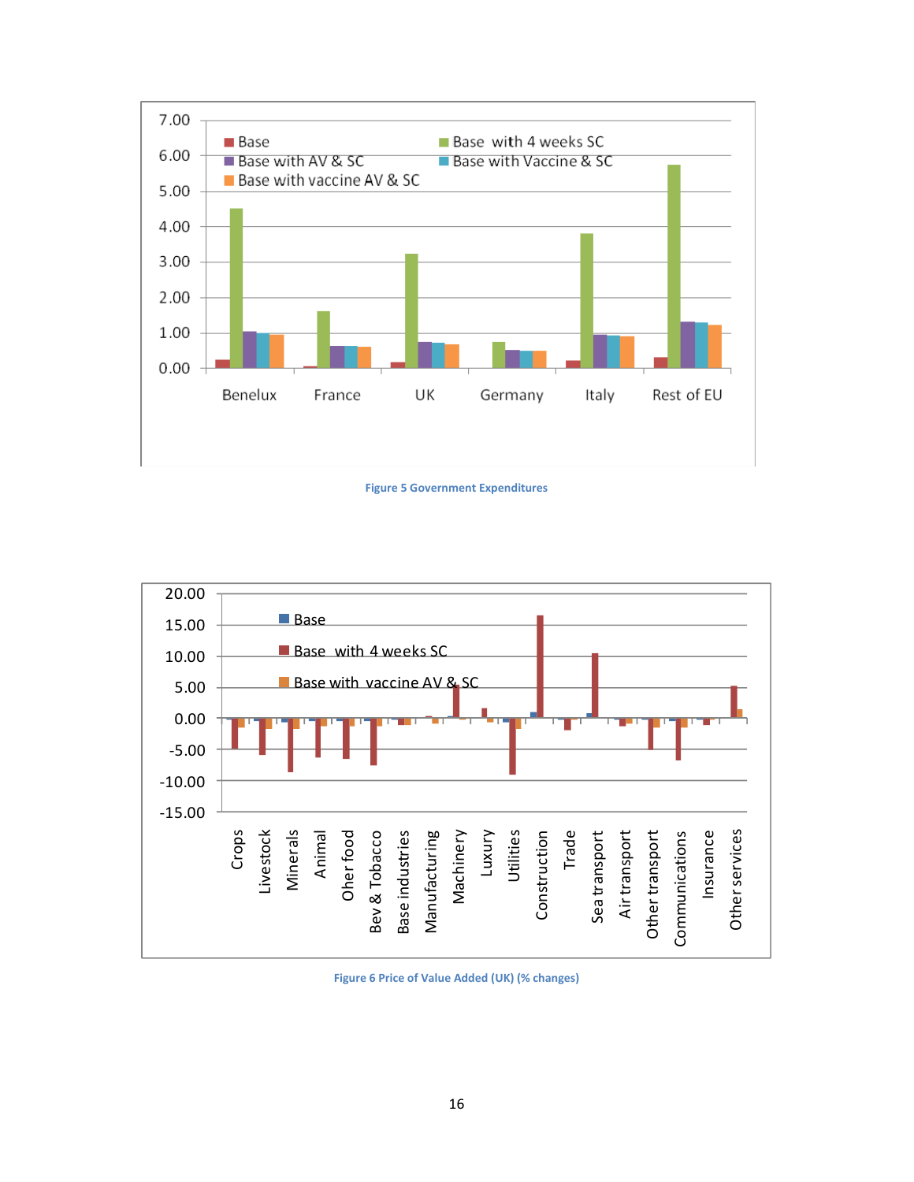7.00
6.00
5.00
4.00
3.00
2.00
1.00
0.00

Base
Base with AV & SC
Base with vaccine AV & SC
Base with 4 weeks SC
Base with Vaccine & SC

Benelux
France
UK
Germany
Italy
Rest of EU

Figure 5 Government Expenditures

20.00
15.00
10.00
5.00
0.00
-5.00
-10.00
-15.00

Base
Base with 4 weeks SC
Base with vaccine AV & SC

Crops
Livestock
Minerals
Animal
Oher food
Bev & Tobacco
Base industries
Manufacturing
Machinery
Luxury
Utilities
Construction
Trade
Sea transport
Air transport
Other transport
Communications
Insurance
Other services

Figure 6 Price of Value Added (UK) (% changes)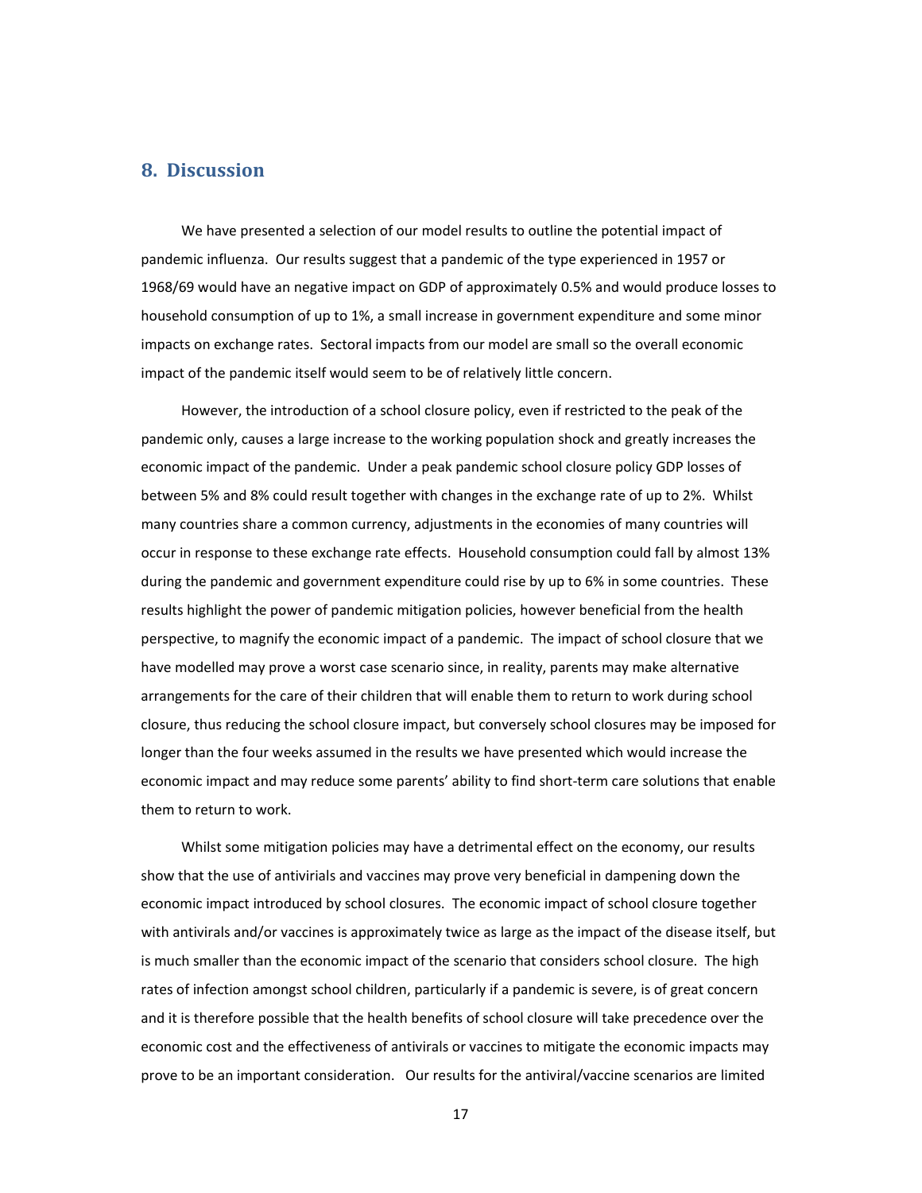## 8. Discussion

We have presented a selection of our model results to outline the potential impact of pandemic influenza. Our results suggest that a pandemic of the type experienced in 1957 or 1968/69 would have an negative impact on GDP of approximately 0.5% and would produce losses to household consumption of up to 1%, a small increase in government expenditure and some minor impacts on exchange rates. Sectoral impacts from our model are small so the overall economic impact of the pandemic itself would seem to be of relatively little concern.

However, the introduction of a school closure policy, even if restricted to the peak of the pandemic only, causes a large increase to the working population shock and greatly increases the economic impact of the pandemic. Under a peak pandemic school closure policy GDP losses of between 5% and 8% could result together with changes in the exchange rate of up to 2%. Whilst many countries share a common currency, adjustments in the economies of many countries will occur in response to these exchange rate effects. Household consumption could fall by almost 13% during the pandemic and government expenditure could rise by up to 6% in some countries. These results highlight the power of pandemic mitigation policies, however beneficial from the health perspective, to magnify the economic impact of a pandemic. The impact of school closure that we have modelled may prove a worst case scenario since, in reality, parents may make alternative arrangements for the care of their children that will enable them to return to work during school closure, thus reducing the school closure impact, but conversely school closures may be imposed for longer than the four weeks assumed in the results we have presented which would increase the economic impact and may reduce some parents' ability to find short-term care solutions that enable them to return to work.

Whilst some mitigation policies may have a detrimental effect on the economy, our results show that the use of antivirials and vaccines may prove very beneficial in dampening down the economic impact introduced by school closures. The economic impact of school closure together with antivirals and/or vaccines is approximately twice as large as the impact of the disease itself, but is much smaller than the economic impact of the scenario that considers school closure. The high rates of infection amongst school children, particularly if a pandemic is severe, is of great concern and it is therefore possible that the health benefits of school closure will take precedence over the economic cost and the effectiveness of antivirals or vaccines to mitigate the economic impacts may prove to be an important consideration. Our results for the antiviral/vaccine scenarios are limited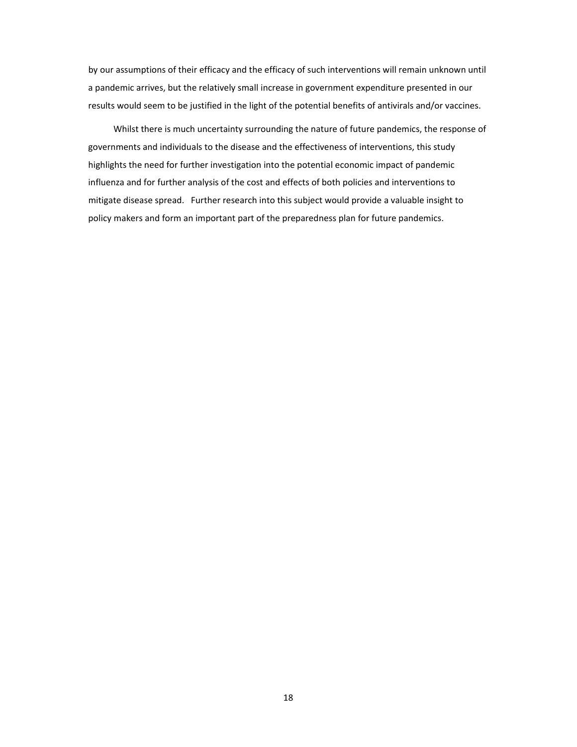by our assumptions of their efficacy and the efficacy of such interventions will remain unknown until a pandemic arrives, but the relatively small increase in government expenditure presented in our results would seem to be justified in the light of the potential benefits of antivirals and/or vaccines.

Whilst there is much uncertainty surrounding the nature of future pandemics, the response of governments and individuals to the disease and the effectiveness of interventions, this study highlights the need for further investigation into the potential economic impact of pandemic influenza and for further analysis of the cost and effects of both policies and interventions to mitigate disease spread. Further research into this subject would provide a valuable insight to policy makers and form an important part of the preparedness plan for future pandemics.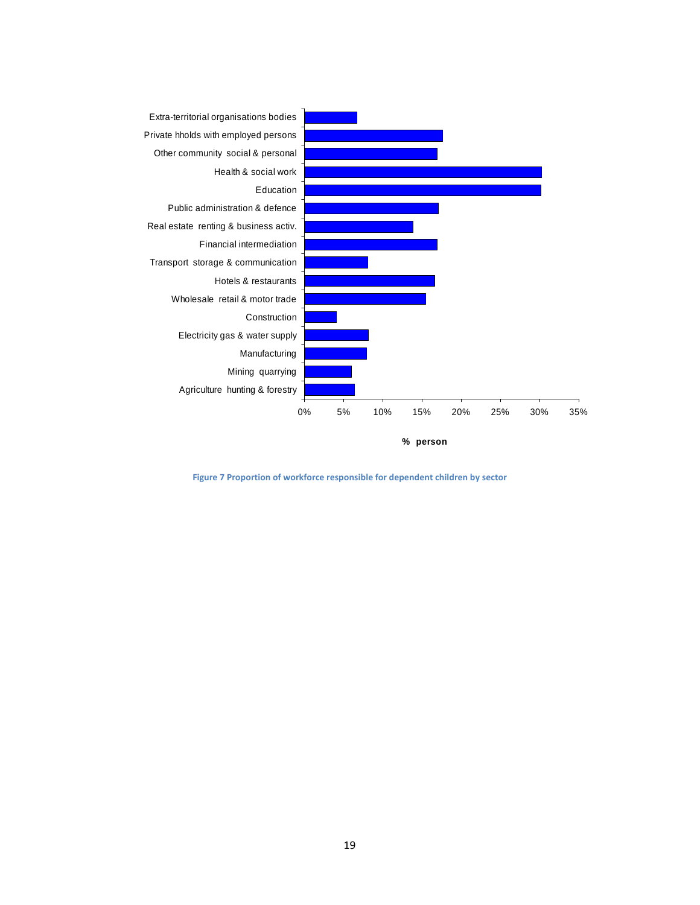Extra-territorial organisations bodies
Private hholds with employed persons
Other community social & personal
Health & social work
Education
Public administration & defence
Real estate renting & business activ.
Financial intermediation
Transport storage & communication
Hotels & restaurants
Wholesale retail & motor trade
Construction
Electricity gas & water supply
Manufacturing
Mining quarrying
Agriculture hunting & forestry

0% 5% 10% 15% 20% 25% 30% 35%

% person

**Figure 7 Proportion of workforce responsible for dependent children by sector**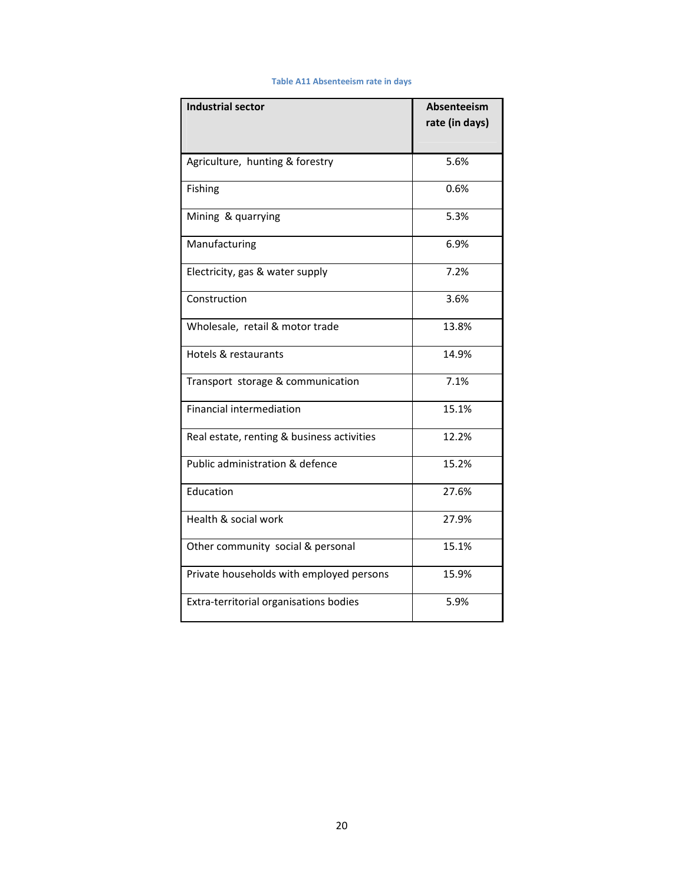Table A11 Absenteeism rate in days

| Industrial sector | Absenteeism rate (in days) |
|---|---|
| Agriculture, hunting & forestry | 5.6% |
| Fishing | 0.6% |
| Mining & quarrying | 5.3% |
| Manufacturing | 6.9% |
| Electricity, gas & water supply | 7.2% |
| Construction | 3.6% |
| Wholesale, retail & motor trade | 13.8% |
| Hotels & restaurants | 14.9% |
| Transport storage & communication | 7.1% |
| Financial intermediation | 15.1% |
| Real estate, renting & business activities | 12.2% |
| Public administration & defence | 15.2% |
| Education | 27.6% |
| Health & social work | 27.9% |
| Other community social & personal | 15.1% |
| Private households with employed persons | 15.9% |
| Extra-territorial organisations bodies | 5.9% |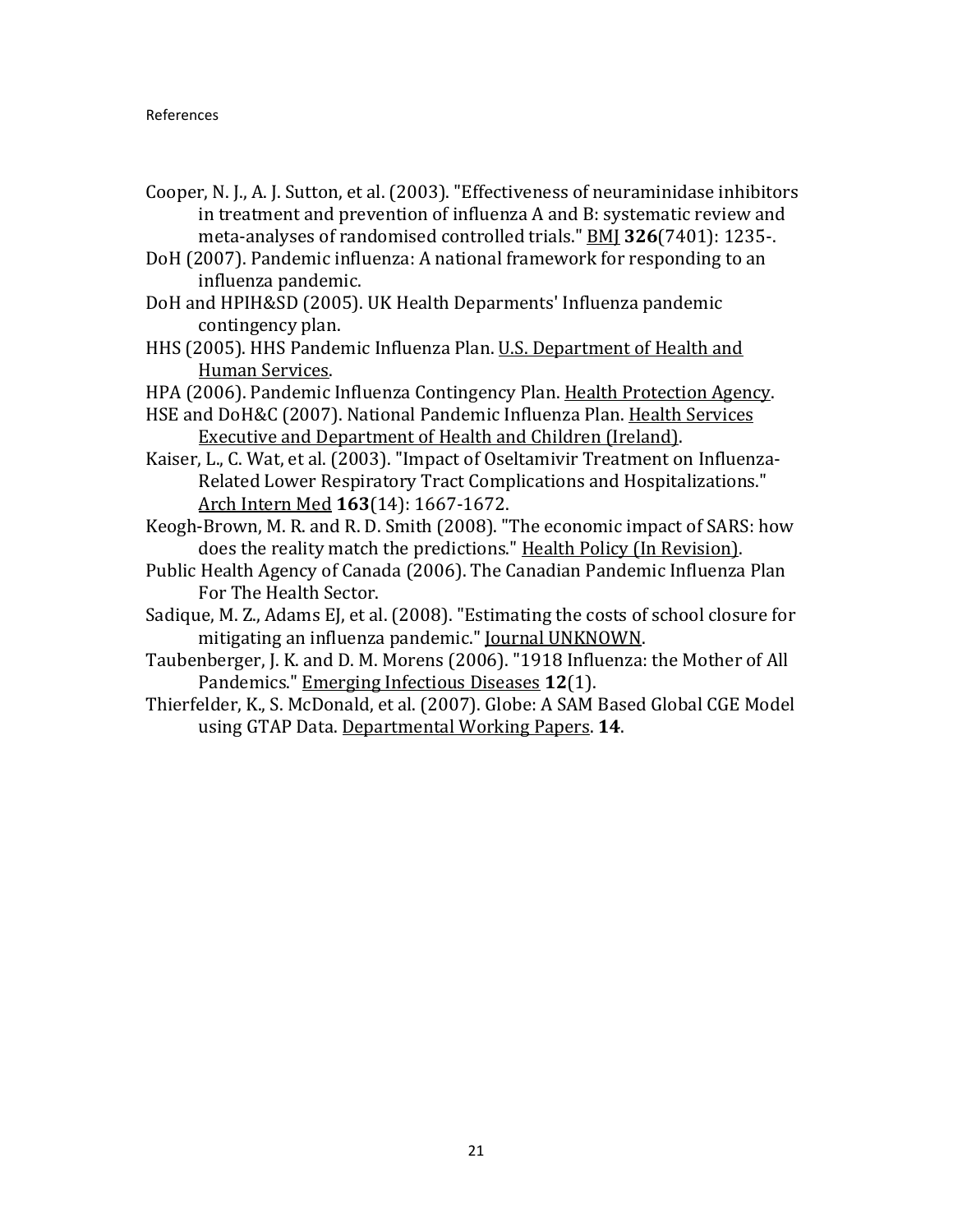References

Cooper, N. J., A. J. Sutton, et al. (2003). "Effectiveness of neuraminidase inhibitors in treatment and prevention of influenza A and B: systematic review and meta-analyses of randomised controlled trials." BMJ **326**(7401): 1235-.

DoH (2007). Pandemic influenza: A national framework for responding to an influenza pandemic.

DoH and HPIH&SD (2005). UK Health Deparments' Influenza pandemic contingency plan.

HHS (2005). HHS Pandemic Influenza Plan. U.S. Department of Health and Human Services.

HPA (2006). Pandemic Influenza Contingency Plan. Health Protection Agency.

HSE and DoH&C (2007). National Pandemic Influenza Plan. Health Services Executive and Department of Health and Children (Ireland).

Kaiser, L., C. Wat, et al. (2003). "Impact of Oseltamivir Treatment on Influenza-Related Lower Respiratory Tract Complications and Hospitalizations." Arch Intern Med **163**(14): 1667-1672.

Keogh-Brown, M. R. and R. D. Smith (2008). "The economic impact of SARS: how does the reality match the predictions." Health Policy (In Revision).

Public Health Agency of Canada (2006). The Canadian Pandemic Influenza Plan For The Health Sector.

Sadique, M. Z., Adams EJ, et al. (2008). "Estimating the costs of school closure for mitigating an influenza pandemic." Journal UNKNOWN.

Taubenberger, J. K. and D. M. Morens (2006). "1918 Influenza: the Mother of All Pandemics." Emerging Infectious Diseases **12**(1).

Thierfelder, K., S. McDonald, et al. (2007). Globe: A SAM Based Global CGE Model using GTAP Data. Departmental Working Papers. **14**.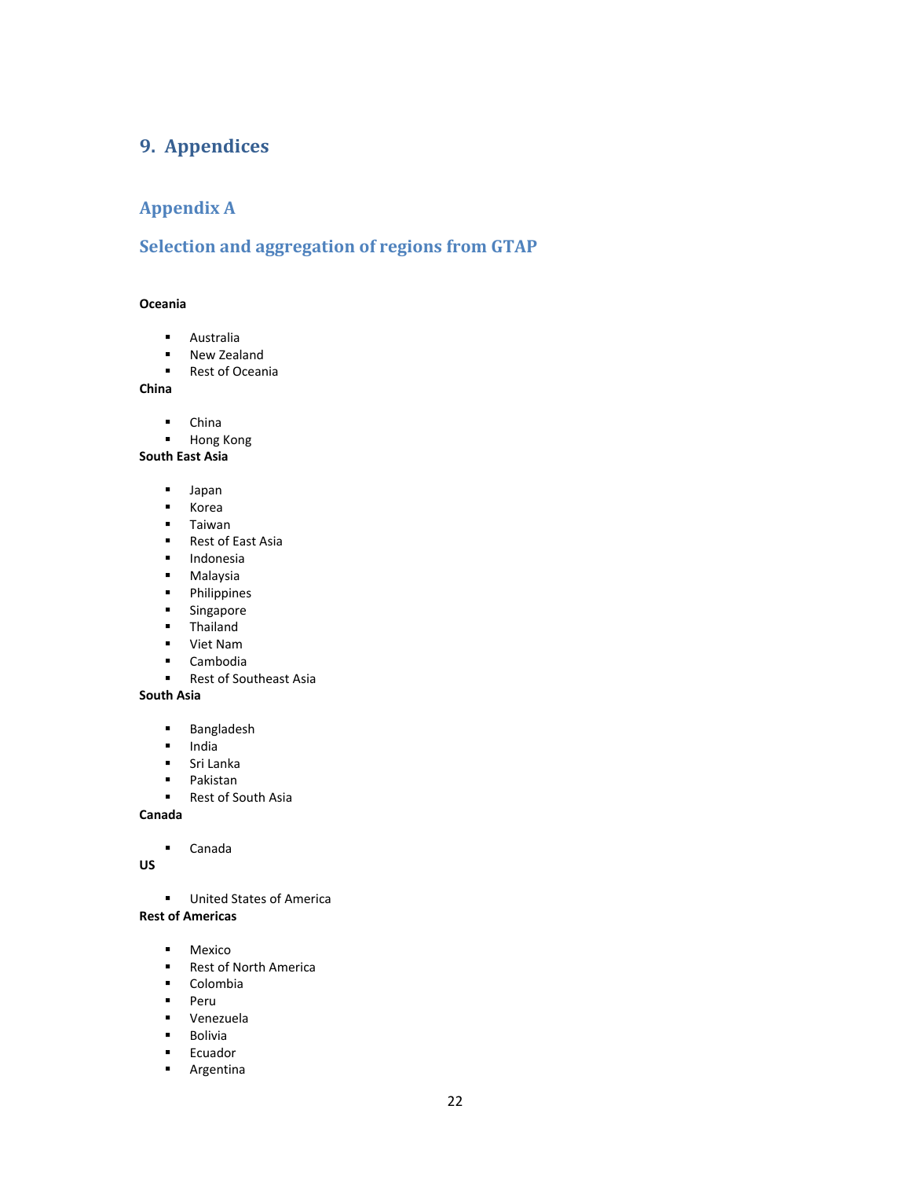# 9. Appendices

## Appendix A

## Selection and aggregation of regions from GTAP

**Oceania**

- Australia
- New Zealand
- Rest of Oceania

**China**

- China
- Hong Kong

**South East Asia**

- Japan
- Korea
- Taiwan
- Rest of East Asia
- Indonesia
- Malaysia
- Philippines
- Singapore
- Thailand
- Viet Nam
- Cambodia
- Rest of Southeast Asia

**South Asia**

- Bangladesh
- India
- Sri Lanka
- Pakistan
- Rest of South Asia

**Canada**

- Canada

**US**

- United States of America

**Rest of Americas**

- Mexico
- Rest of North America
- Colombia
- Peru
- Venezuela
- Bolivia
- Ecuador
- Argentina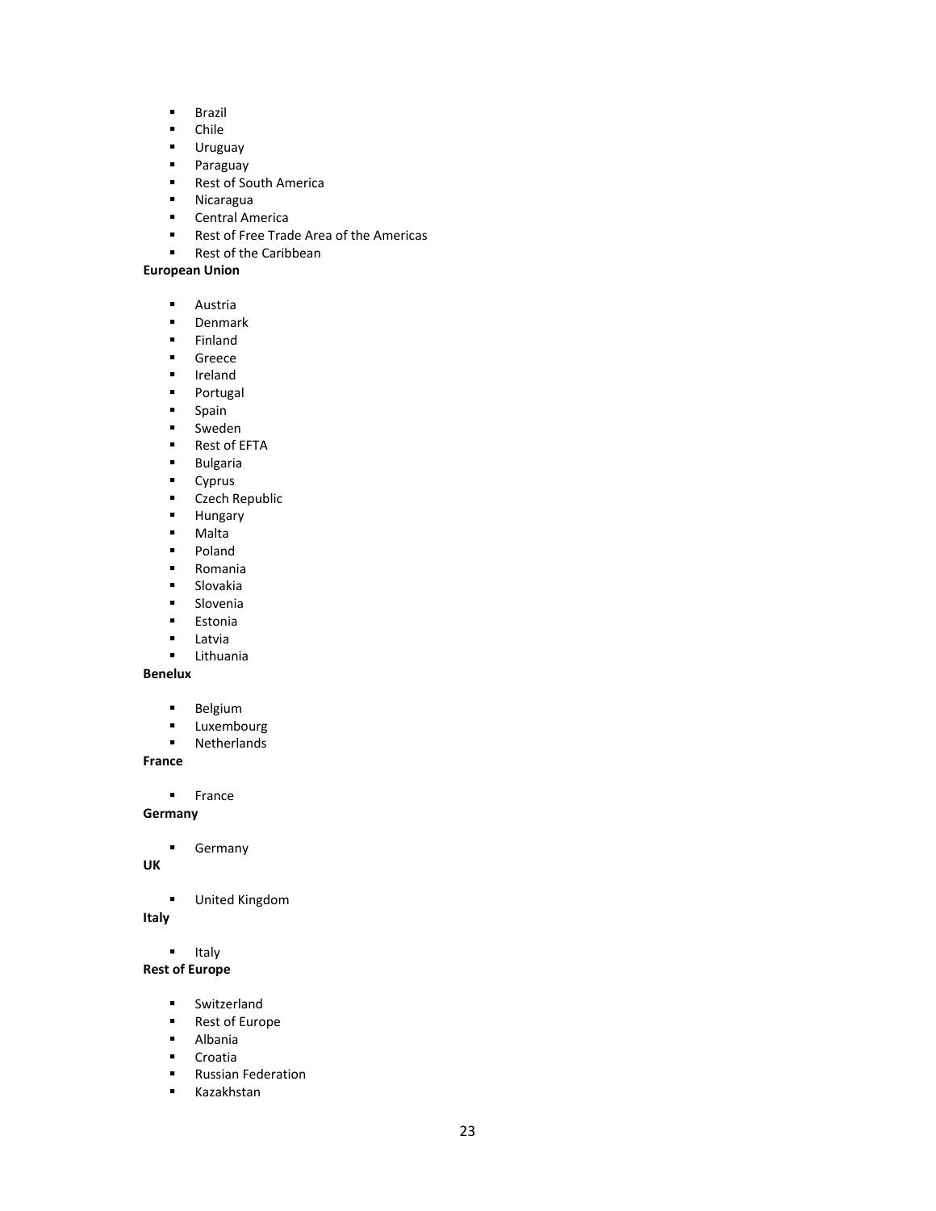- Brazil
- Chile
- Uruguay
- Paraguay
- Rest of South America
- Nicaragua
- Central America
- Rest of Free Trade Area of the Americas
- Rest of the Caribbean

**European Union**

- Austria
- Denmark
- Finland
- Greece
- Ireland
- Portugal
- Spain
- Sweden
- Rest of EFTA
- Bulgaria
- Cyprus
- Czech Republic
- Hungary
- Malta
- Poland
- Romania
- Slovakia
- Slovenia
- Estonia
- Latvia
- Lithuania

**Benelux**

- Belgium
- Luxembourg
- Netherlands

**France**

- France

**Germany**

- Germany

**UK**

- United Kingdom

**Italy**

- Italy

**Rest of Europe**

- Switzerland
- Rest of Europe
- Albania
- Croatia
- Russian Federation
- Kazakhstan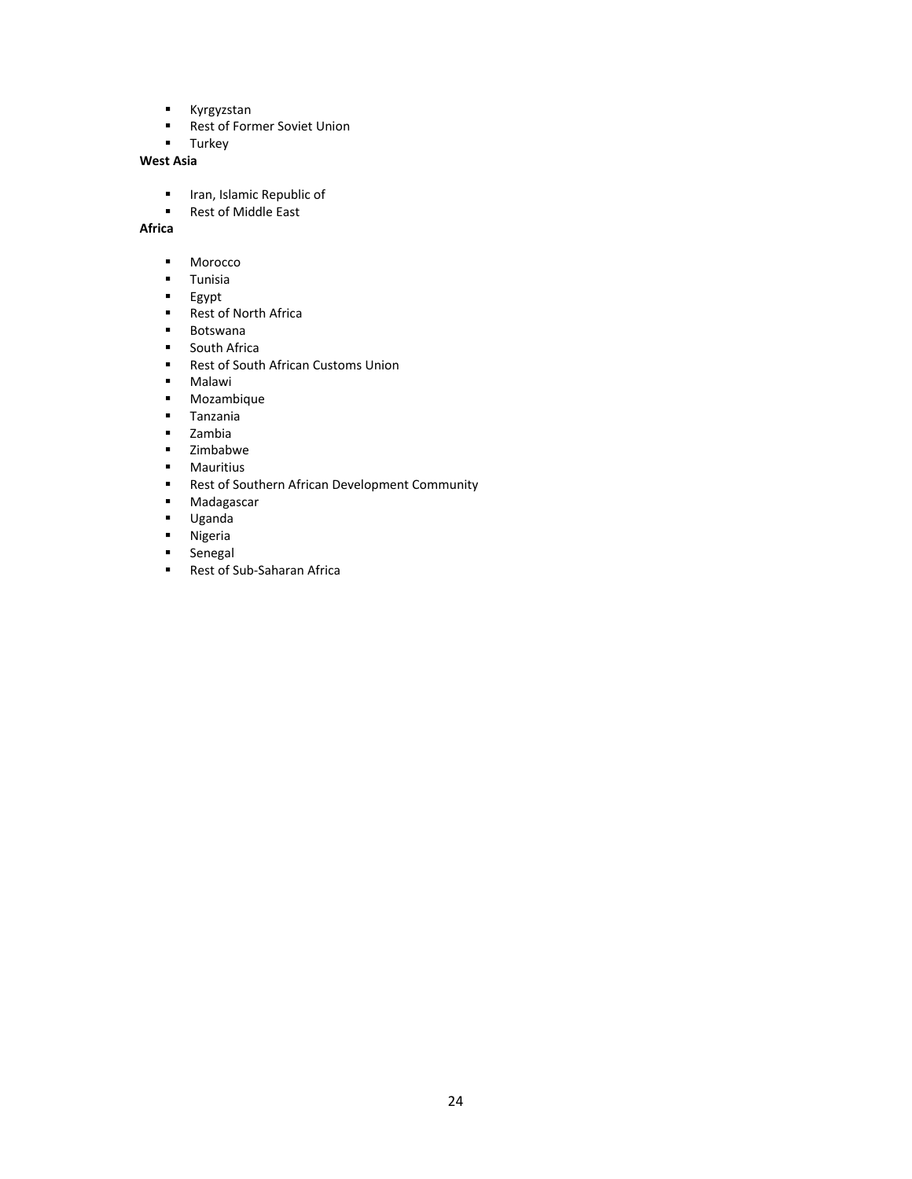- Kyrgyzstan
- Rest of Former Soviet Union
- Turkey

**West Asia**

- Iran, Islamic Republic of
- Rest of Middle East

**Africa**

- Morocco
- Tunisia
- Egypt
- Rest of North Africa
- Botswana
- South Africa
- Rest of South African Customs Union
- Malawi
- Mozambique
- Tanzania
- Zambia
- Zimbabwe
- Mauritius
- Rest of Southern African Development Community
- Madagascar
- Uganda
- Nigeria
- Senegal
- Rest of Sub-Saharan Africa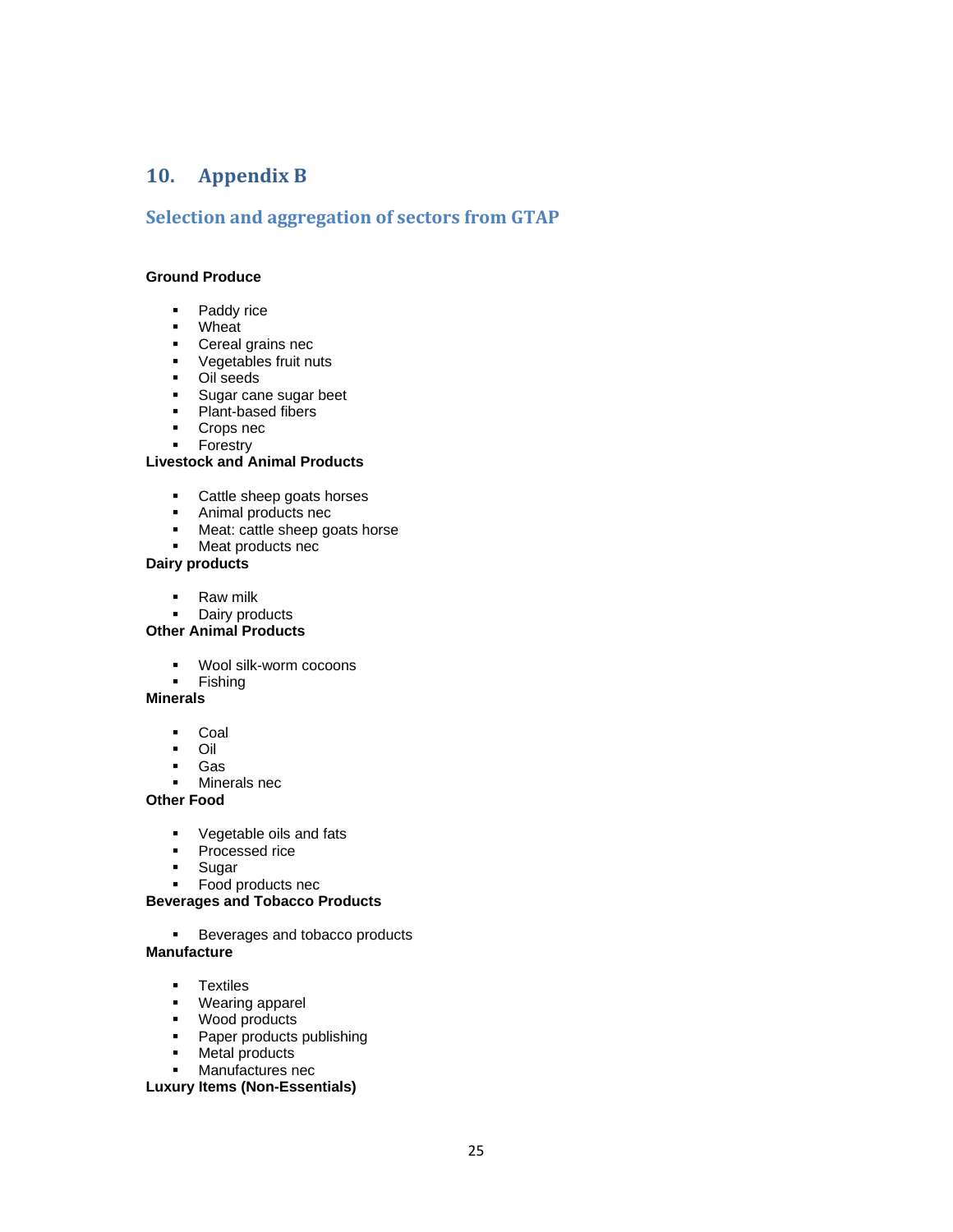# 10. Appendix B

## Selection and aggregation of sectors from GTAP

**Ground Produce**

- Paddy rice
- Wheat
- Cereal grains nec
- Vegetables fruit nuts
- Oil seeds
- Sugar cane sugar beet
- Plant-based fibers
- Crops nec
- Forestry

**Livestock and Animal Products**

- Cattle sheep goats horses
- Animal products nec
- Meat: cattle sheep goats horse
- Meat products nec

**Dairy products**

- Raw milk
- Dairy products

**Other Animal Products**

- Wool silk-worm cocoons
- Fishing

**Minerals**

- Coal
- Oil
- Gas
- Minerals nec

**Other Food**

- Vegetable oils and fats
- Processed rice
- Sugar
- Food products nec

**Beverages and Tobacco Products**

- Beverages and tobacco products

**Manufacture**

- Textiles
- Wearing apparel
- Wood products
- Paper products publishing
- Metal products
- Manufactures nec

**Luxury Items (Non-Essentials)**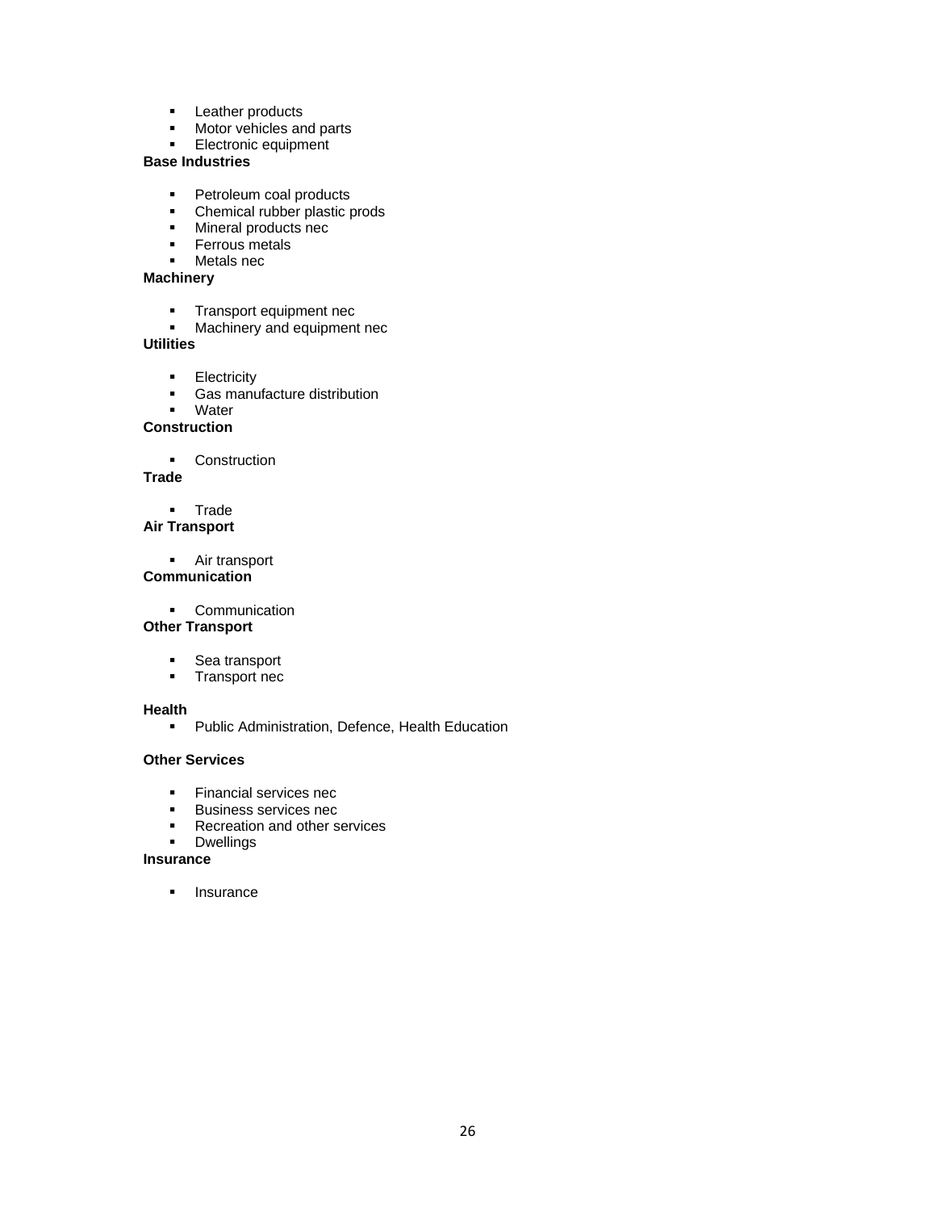- Leather products
- Motor vehicles and parts
- Electronic equipment

**Base Industries**

- Petroleum coal products
- Chemical rubber plastic prods
- Mineral products nec
- Ferrous metals
- Metals nec

**Machinery**

- Transport equipment nec
- Machinery and equipment nec

**Utilities**

- Electricity
- Gas manufacture distribution
- Water

**Construction**

- Construction

**Trade**

- Trade

**Air Transport**

- Air transport

**Communication**

- Communication

**Other Transport**

- Sea transport
- Transport nec

**Health**

- Public Administration, Defence, Health Education

**Other Services**

- Financial services nec
- Business services nec
- Recreation and other services
- Dwellings

**Insurance**

- Insurance